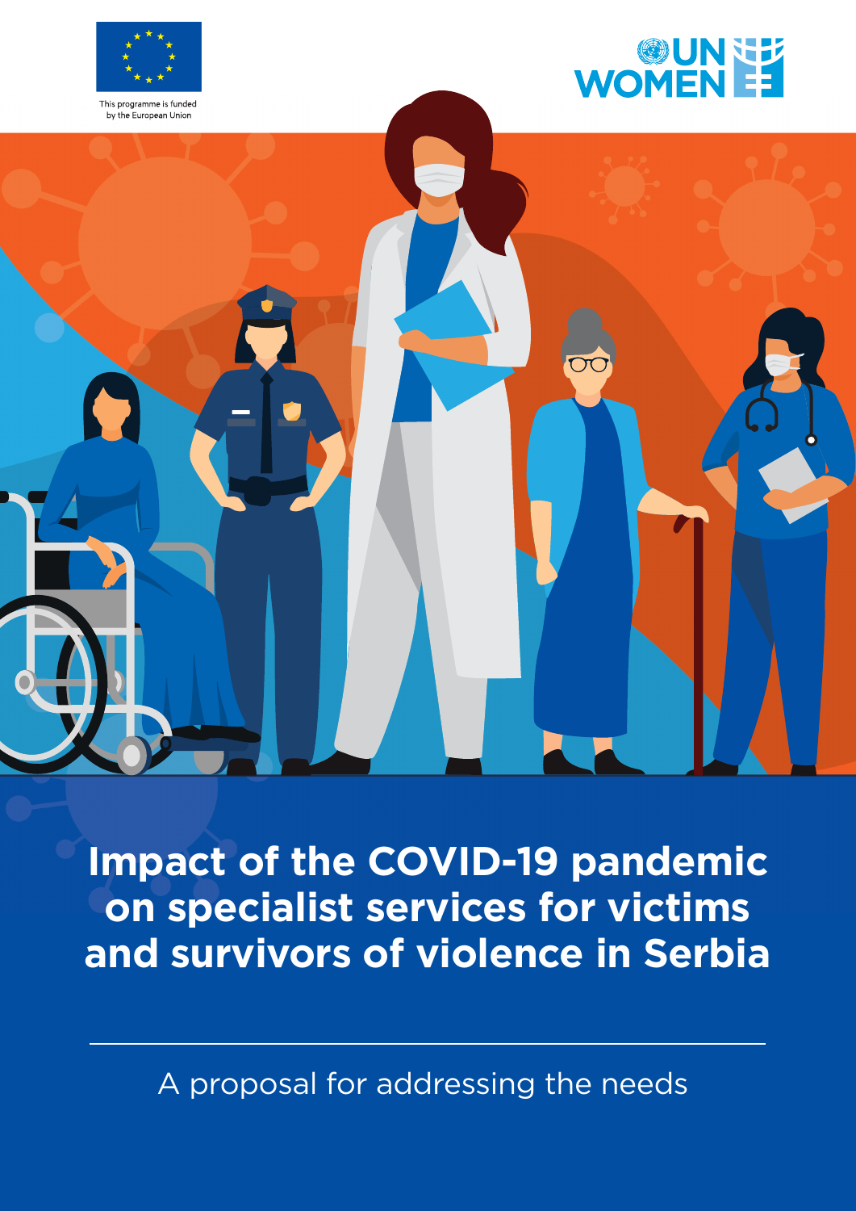This programme is funded by the European Union

# Impact of the COVID-19 pandemic on specialist services for victims and survivors of violence in Serbia

A proposal for addressing the needs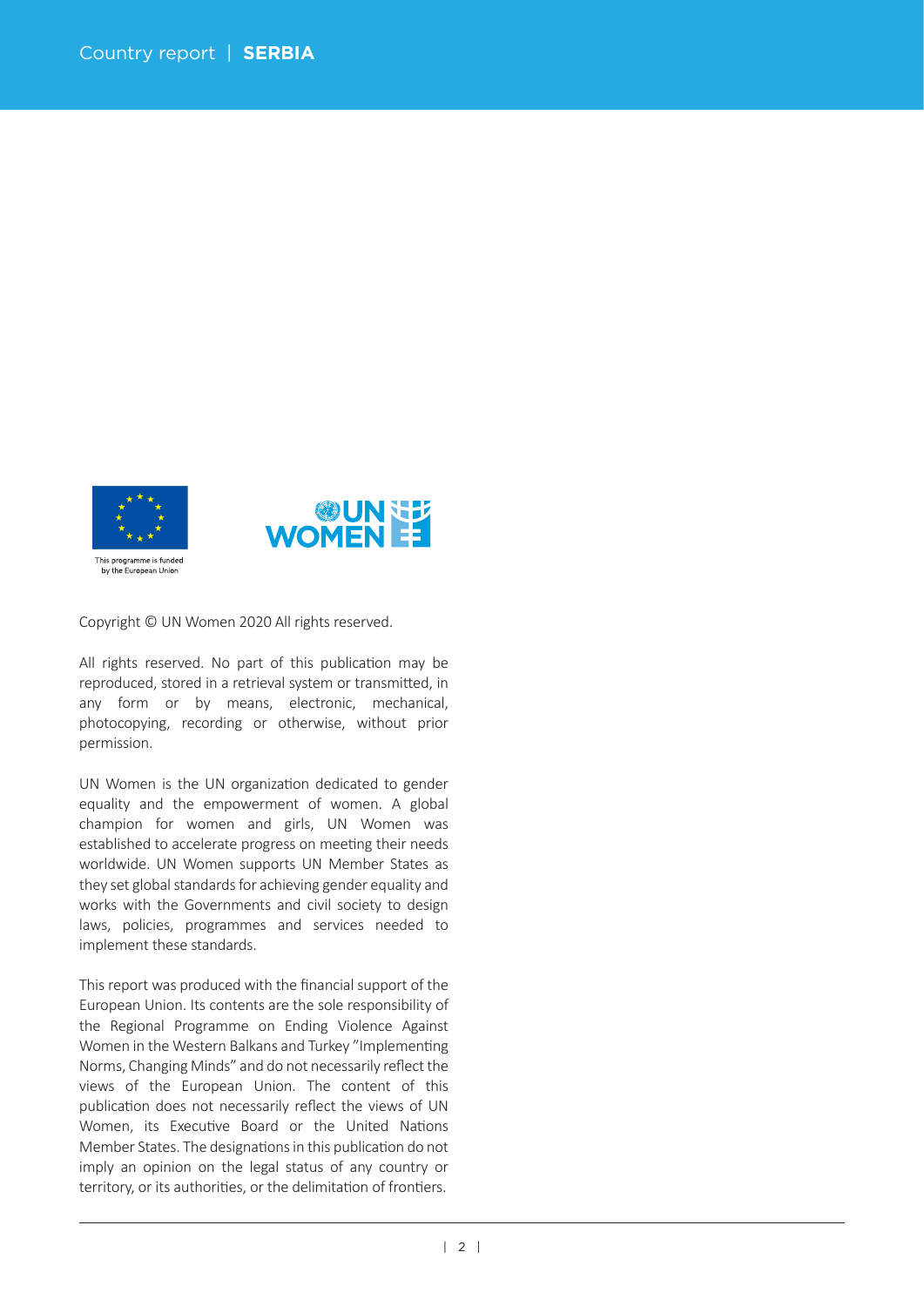This programme is funded by the European Union

Copyright © UN Women 2020 All rights reserved.

All rights reserved. No part of this publication may be reproduced, stored in a retrieval system or transmitted, in any form or by means, electronic, mechanical, photocopying, recording or otherwise, without prior permission.

UN Women is the UN organization dedicated to gender equality and the empowerment of women. A global champion for women and girls, UN Women was established to accelerate progress on meeting their needs worldwide. UN Women supports UN Member States as they set global standards for achieving gender equality and works with the Governments and civil society to design laws, policies, programmes and services needed to implement these standards.

This report was produced with the financial support of the European Union. Its contents are the sole responsibility of the Regional Programme on Ending Violence Against Women in the Western Balkans and Turkey "Implementing Norms, Changing Minds" and do not necessarily reflect the views of the European Union. The content of this publication does not necessarily reflect the views of UN Women, its Executive Board or the United Nations Member States. The designations in this publication do not imply an opinion on the legal status of any country or territory, or its authorities, or the delimitation of frontiers.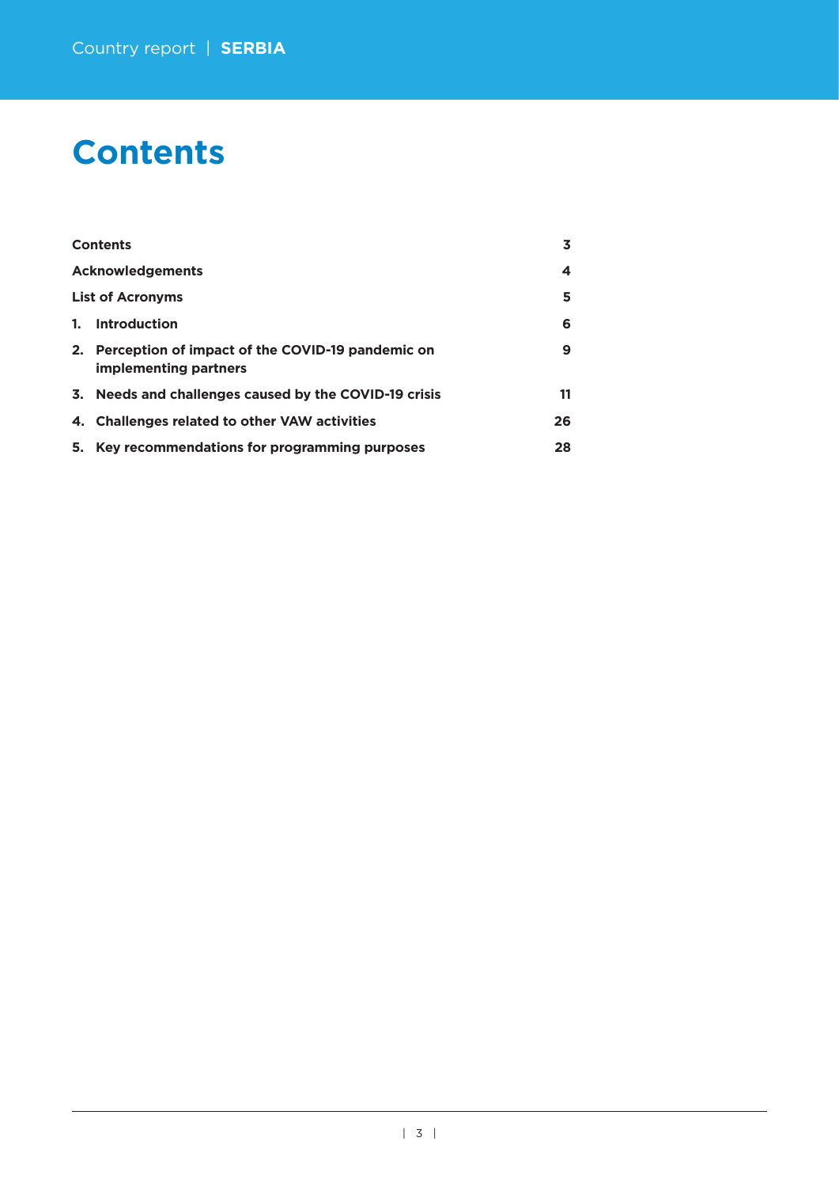# Contents

| | |
|---|---|
| **Contents** | **3** |
| **Acknowledgements** | **4** |
| **List of Acronyms** | **5** |
| **1. Introduction** | **6** |
| **2. Perception of impact of the COVID-19 pandemic on implementing partners** | **9** |
| **3. Needs and challenges caused by the COVID-19 crisis** | **11** |
| **4. Challenges related to other VAW activities** | **26** |
| **5. Key recommendations for programming purposes** | **28** |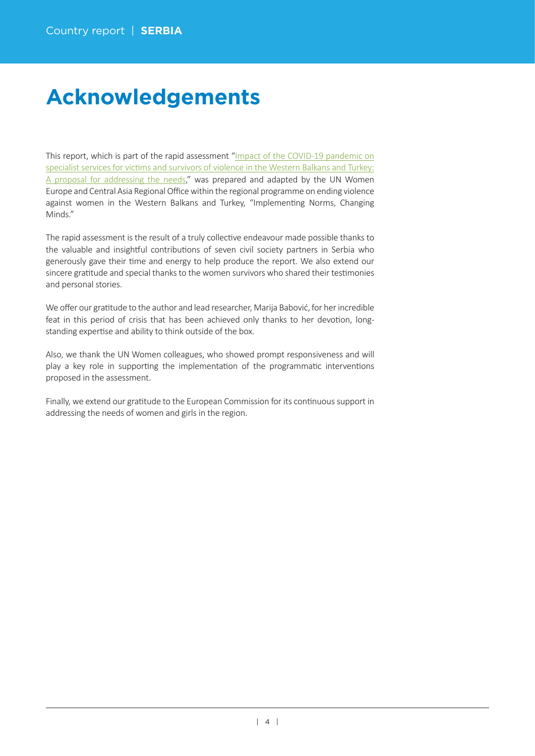# Acknowledgements

This report, which is part of the rapid assessment "Impact of the COVID-19 pandemic on specialist services for victims and survivors of violence in the Western Balkans and Turkey: A proposal for addressing the needs," was prepared and adapted by the UN Women Europe and Central Asia Regional Office within the regional programme on ending violence against women in the Western Balkans and Turkey, "Implementing Norms, Changing Minds."

The rapid assessment is the result of a truly collective endeavour made possible thanks to the valuable and insightful contributions of seven civil society partners in Serbia who generously gave their time and energy to help produce the report. We also extend our sincere gratitude and special thanks to the women survivors who shared their testimonies and personal stories.

We offer our gratitude to the author and lead researcher, Marija Babović, for her incredible feat in this period of crisis that has been achieved only thanks to her devotion, long-standing expertise and ability to think outside of the box.

Also, we thank the UN Women colleagues, who showed prompt responsiveness and will play a key role in supporting the implementation of the programmatic interventions proposed in the assessment.

Finally, we extend our gratitude to the European Commission for its continuous support in addressing the needs of women and girls in the region.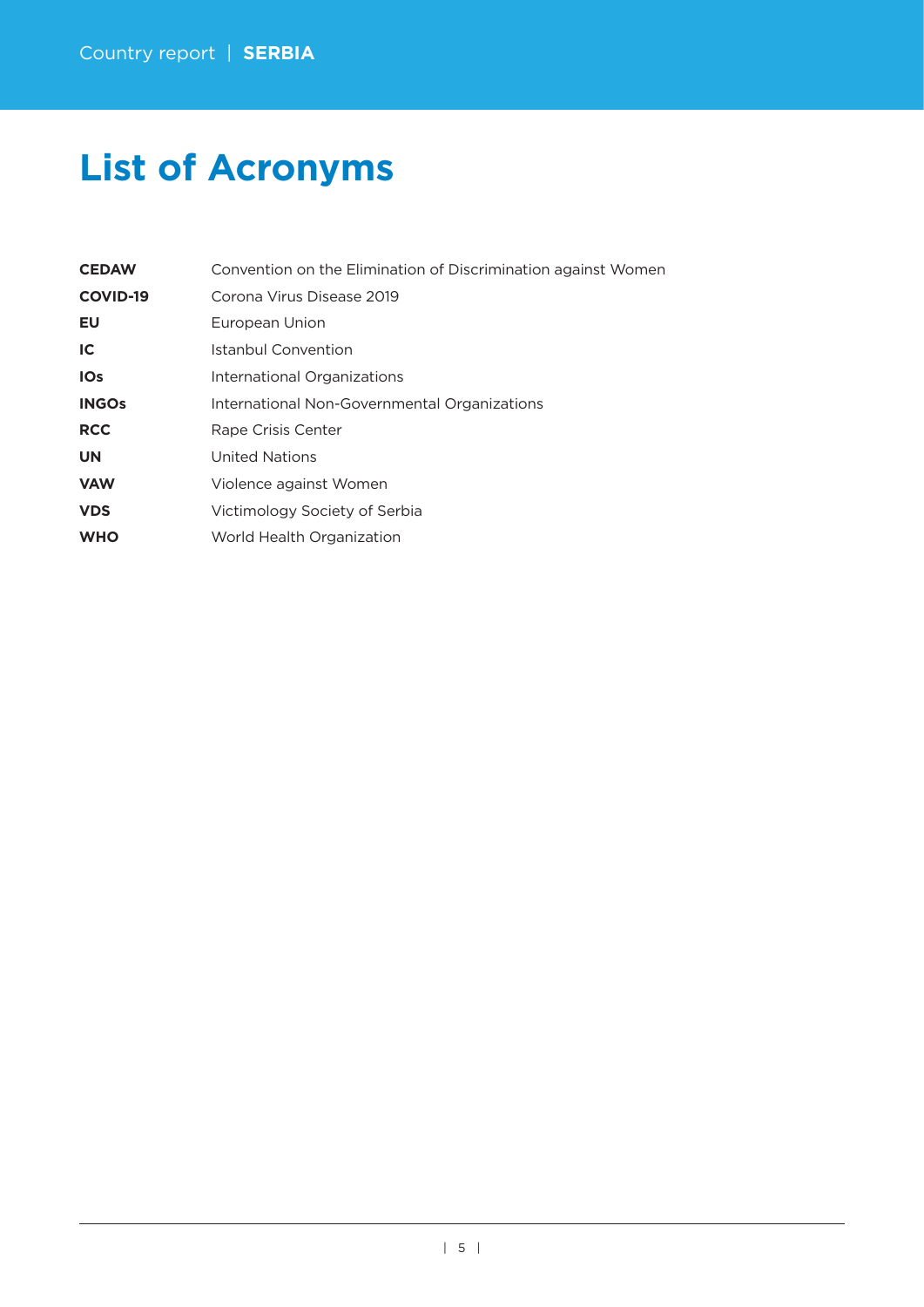# List of Acronyms

| | |
|---|---|
| **CEDAW** | Convention on the Elimination of Discrimination against Women |
| **COVID-19** | Corona Virus Disease 2019 |
| **EU** | European Union |
| **IC** | Istanbul Convention |
| **IOs** | International Organizations |
| **INGOs** | International Non-Governmental Organizations |
| **RCC** | Rape Crisis Center |
| **UN** | United Nations |
| **VAW** | Violence against Women |
| **VDS** | Victimology Society of Serbia |
| **WHO** | World Health Organization |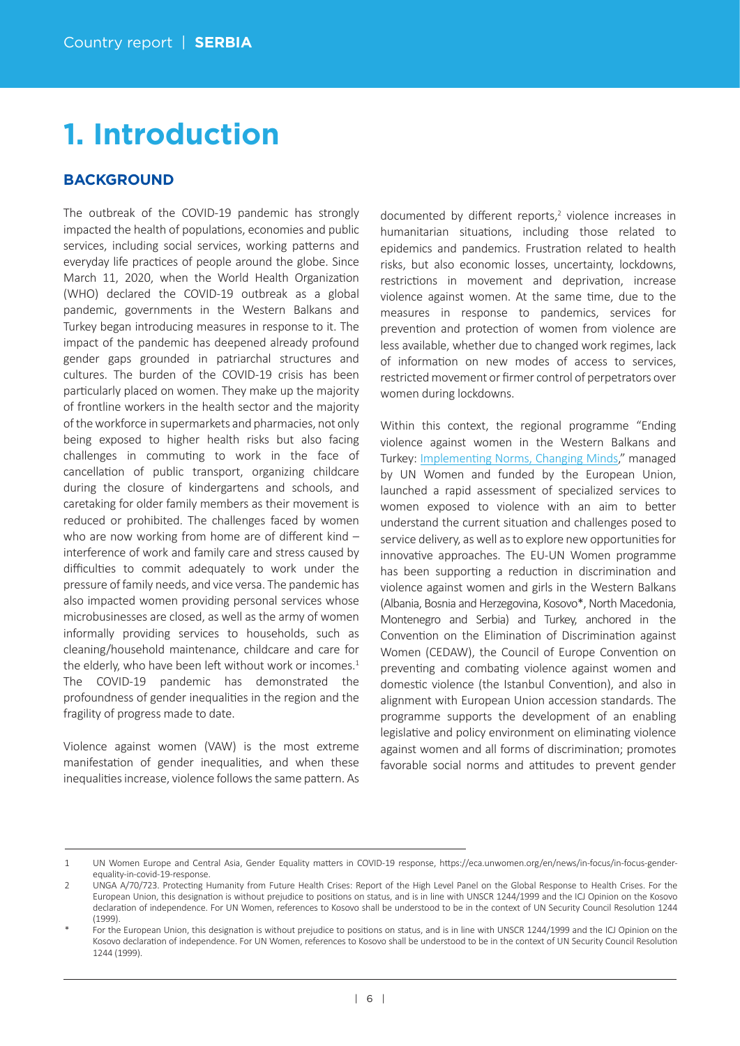# 1. Introduction

## BACKGROUND

The outbreak of the COVID-19 pandemic has strongly impacted the health of populations, economies and public services, including social services, working patterns and everyday life practices of people around the globe. Since March 11, 2020, when the World Health Organization (WHO) declared the COVID-19 outbreak as a global pandemic, governments in the Western Balkans and Turkey began introducing measures in response to it. The impact of the pandemic has deepened already profound gender gaps grounded in patriarchal structures and cultures. The burden of the COVID-19 crisis has been particularly placed on women. They make up the majority of frontline workers in the health sector and the majority of the workforce in supermarkets and pharmacies, not only being exposed to higher health risks but also facing challenges in commuting to work in the face of cancellation of public transport, organizing childcare during the closure of kindergartens and schools, and caretaking for older family members as their movement is reduced or prohibited. The challenges faced by women who are now working from home are of different kind – interference of work and family care and stress caused by difficulties to commit adequately to work under the pressure of family needs, and vice versa. The pandemic has also impacted women providing personal services whose microbusinesses are closed, as well as the army of women informally providing services to households, such as cleaning/household maintenance, childcare and care for the elderly, who have been left without work or incomes.[1] The COVID-19 pandemic has demonstrated the profoundness of gender inequalities in the region and the fragility of progress made to date.

Violence against women (VAW) is the most extreme manifestation of gender inequalities, and when these inequalities increase, violence follows the same pattern. As documented by different reports,[2] violence increases in humanitarian situations, including those related to epidemics and pandemics. Frustration related to health risks, but also economic losses, uncertainty, lockdowns, restrictions in movement and deprivation, increase violence against women. At the same time, due to the measures in response to pandemics, services for prevention and protection of women from violence are less available, whether due to changed work regimes, lack of information on new modes of access to services, restricted movement or firmer control of perpetrators over women during lockdowns.

Within this context, the regional programme "Ending violence against women in the Western Balkans and Turkey: Implementing Norms, Changing Minds," managed by UN Women and funded by the European Union, launched a rapid assessment of specialized services to women exposed to violence with an aim to better understand the current situation and challenges posed to service delivery, as well as to explore new opportunities for innovative approaches. The EU-UN Women programme has been supporting a reduction in discrimination and violence against women and girls in the Western Balkans (Albania, Bosnia and Herzegovina, Kosovo*, North Macedonia, Montenegro and Serbia) and Turkey, anchored in the Convention on the Elimination of Discrimination against Women (CEDAW), the Council of Europe Convention on preventing and combating violence against women and domestic violence (the Istanbul Convention), and also in alignment with European Union accession standards. The programme supports the development of an enabling legislative and policy environment on eliminating violence against women and all forms of discrimination; promotes favorable social norms and attitudes to prevent gender

---

1 UN Women Europe and Central Asia, Gender Equality matters in COVID-19 response, https://eca.unwomen.org/en/news/in-focus/in-focus-gender-equality-in-covid-19-response.

2 UNGA A/70/723. Protecting Humanity from Future Health Crises: Report of the High Level Panel on the Global Response to Health Crises. For the European Union, this designation is without prejudice to positions on status, and is in line with UNSCR 1244/1999 and the ICJ Opinion on the Kosovo declaration of independence. For UN Women, references to Kosovo shall be understood to be in the context of UN Security Council Resolution 1244 (1999).

\* For the European Union, this designation is without prejudice to positions on status, and is in line with UNSCR 1244/1999 and the ICJ Opinion on the Kosovo declaration of independence. For UN Women, references to Kosovo shall be understood to be in the context of UN Security Council Resolution 1244 (1999).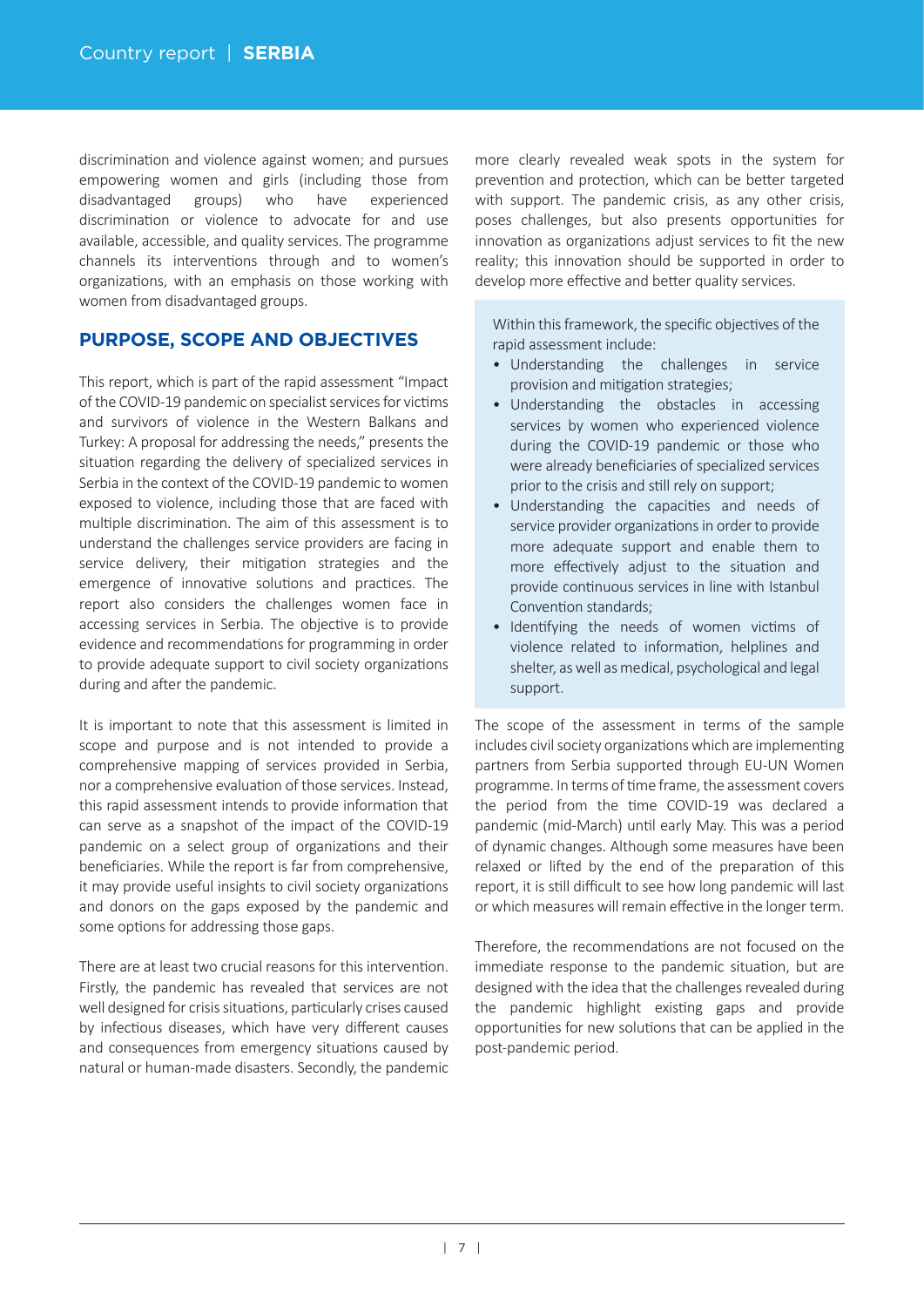discrimination and violence against women; and pursues empowering women and girls (including those from disadvantaged groups) who have experienced discrimination or violence to advocate for and use available, accessible, and quality services. The programme channels its interventions through and to women's organizations, with an emphasis on those working with women from disadvantaged groups.

## PURPOSE, SCOPE AND OBJECTIVES

This report, which is part of the rapid assessment "Impact of the COVID-19 pandemic on specialist services for victims and survivors of violence in the Western Balkans and Turkey: A proposal for addressing the needs," presents the situation regarding the delivery of specialized services in Serbia in the context of the COVID-19 pandemic to women exposed to violence, including those that are faced with multiple discrimination. The aim of this assessment is to understand the challenges service providers are facing in service delivery, their mitigation strategies and the emergence of innovative solutions and practices. The report also considers the challenges women face in accessing services in Serbia. The objective is to provide evidence and recommendations for programming in order to provide adequate support to civil society organizations during and after the pandemic.

It is important to note that this assessment is limited in scope and purpose and is not intended to provide a comprehensive mapping of services provided in Serbia, nor a comprehensive evaluation of those services. Instead, this rapid assessment intends to provide information that can serve as a snapshot of the impact of the COVID-19 pandemic on a select group of organizations and their beneficiaries. While the report is far from comprehensive, it may provide useful insights to civil society organizations and donors on the gaps exposed by the pandemic and some options for addressing those gaps.

There are at least two crucial reasons for this intervention. Firstly, the pandemic has revealed that services are not well designed for crisis situations, particularly crises caused by infectious diseases, which have very different causes and consequences from emergency situations caused by natural or human-made disasters. Secondly, the pandemic more clearly revealed weak spots in the system for prevention and protection, which can be better targeted with support. The pandemic crisis, as any other crisis, poses challenges, but also presents opportunities for innovation as organizations adjust services to fit the new reality; this innovation should be supported in order to develop more effective and better quality services.

Within this framework, the specific objectives of the rapid assessment include:

- Understanding the challenges in service provision and mitigation strategies;
- Understanding the obstacles in accessing services by women who experienced violence during the COVID-19 pandemic or those who were already beneficiaries of specialized services prior to the crisis and still rely on support;
- Understanding the capacities and needs of service provider organizations in order to provide more adequate support and enable them to more effectively adjust to the situation and provide continuous services in line with Istanbul Convention standards;
- Identifying the needs of women victims of violence related to information, helplines and shelter, as well as medical, psychological and legal support.

The scope of the assessment in terms of the sample includes civil society organizations which are implementing partners from Serbia supported through EU-UN Women programme. In terms of time frame, the assessment covers the period from the time COVID-19 was declared a pandemic (mid-March) until early May. This was a period of dynamic changes. Although some measures have been relaxed or lifted by the end of the preparation of this report, it is still difficult to see how long pandemic will last or which measures will remain effective in the longer term.

Therefore, the recommendations are not focused on the immediate response to the pandemic situation, but are designed with the idea that the challenges revealed during the pandemic highlight existing gaps and provide opportunities for new solutions that can be applied in the post-pandemic period.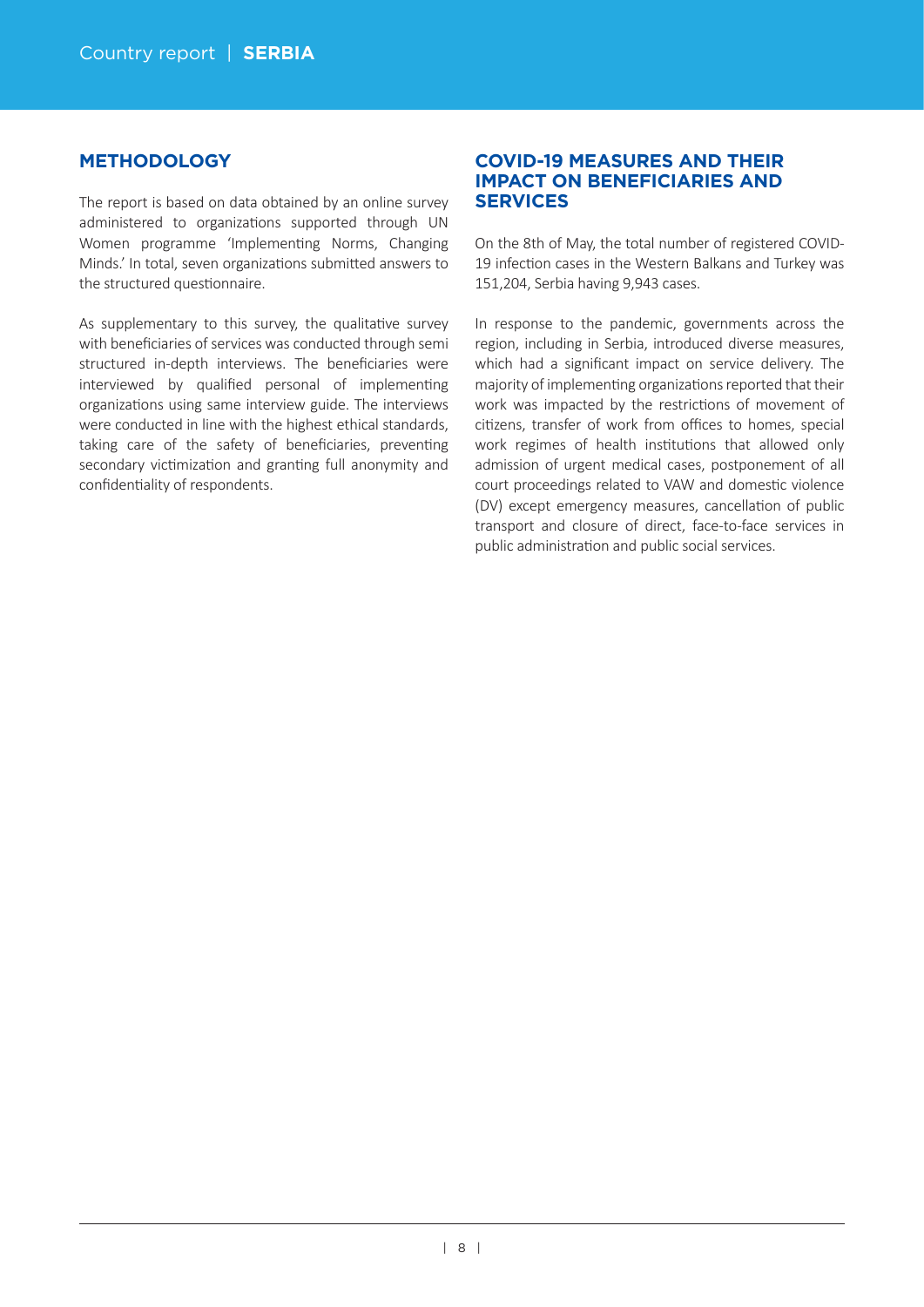## METHODOLOGY

The report is based on data obtained by an online survey administered to organizations supported through UN Women programme 'Implementing Norms, Changing Minds.' In total, seven organizations submitted answers to the structured questionnaire.

As supplementary to this survey, the qualitative survey with beneficiaries of services was conducted through semi structured in-depth interviews. The beneficiaries were interviewed by qualified personal of implementing organizations using same interview guide. The interviews were conducted in line with the highest ethical standards, taking care of the safety of beneficiaries, preventing secondary victimization and granting full anonymity and confidentiality of respondents.

## COVID-19 MEASURES AND THEIR IMPACT ON BENEFICIARIES AND SERVICES

On the 8th of May, the total number of registered COVID-19 infection cases in the Western Balkans and Turkey was 151,204, Serbia having 9,943 cases.

In response to the pandemic, governments across the region, including in Serbia, introduced diverse measures, which had a significant impact on service delivery. The majority of implementing organizations reported that their work was impacted by the restrictions of movement of citizens, transfer of work from offices to homes, special work regimes of health institutions that allowed only admission of urgent medical cases, postponement of all court proceedings related to VAW and domestic violence (DV) except emergency measures, cancellation of public transport and closure of direct, face-to-face services in public administration and public social services.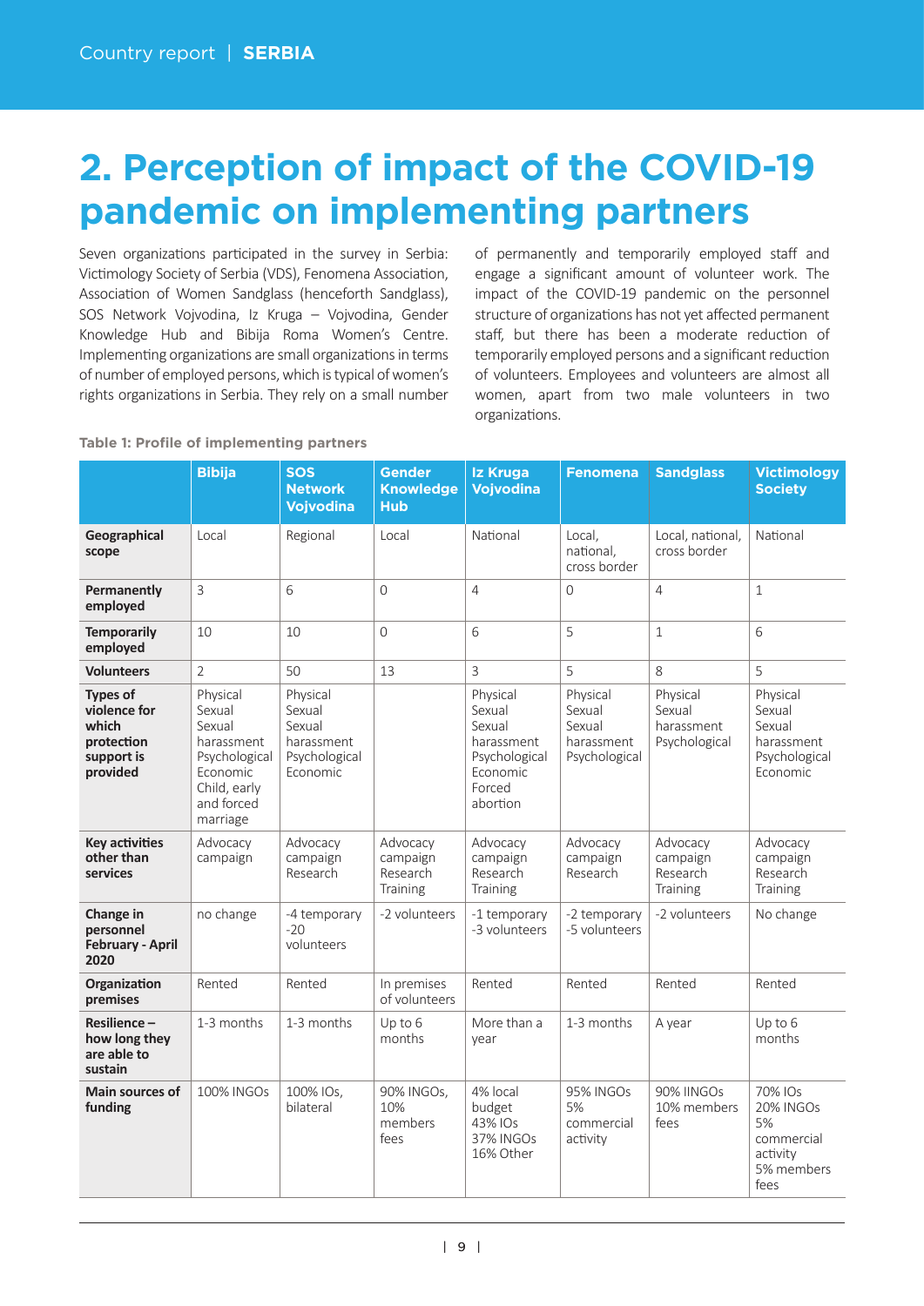# 2. Perception of impact of the COVID-19 pandemic on implementing partners

Seven organizations participated in the survey in Serbia: Victimology Society of Serbia (VDS), Fenomena Association, Association of Women Sandglass (henceforth Sandglass), SOS Network Vojvodina, Iz Kruga – Vojvodina, Gender Knowledge Hub and Bibija Roma Women's Centre. Implementing organizations are small organizations in terms of number of employed persons, which is typical of women's rights organizations in Serbia. They rely on a small number of permanently and temporarily employed staff and engage a significant amount of volunteer work. The impact of the COVID-19 pandemic on the personnel structure of organizations has not yet affected permanent staff, but there has been a moderate reduction of temporarily employed persons and a significant reduction of volunteers. Employees and volunteers are almost all women, apart from two male volunteers in two organizations.

**Table 1: Profile of implementing partners**

| | Bibija | SOS Network Vojvodina | Gender Knowledge Hub | Iz Kruga Vojvodina | Fenomena | Sandglass | Victimology Society |
|---|---|---|---|---|---|---|---|
| **Geographical scope** | Local | Regional | Local | National | Local, national, cross border | Local, national, cross border | National |
| **Permanently employed** | 3 | 6 | 0 | 4 | 0 | 4 | 1 |
| **Temporarily employed** | 10 | 10 | 0 | 6 | 5 | 1 | 6 |
| **Volunteers** | 2 | 50 | 13 | 3 | 5 | 8 | 5 |
| **Types of violence for which protection support is provided** | Physical<br>Sexual<br>Sexual harassment<br>Psychological<br>Economic<br>Child, early and forced marriage | Physical<br>Sexual<br>Sexual harassment<br>Psychological<br>Economic | | Physical<br>Sexual<br>Sexual harassment<br>Psychological<br>Economic<br>Forced abortion | Physical<br>Sexual<br>Sexual harassment<br>Psychological | Physical<br>Sexual harassment<br>Psychological | Physical<br>Sexual<br>Sexual harassment<br>Psychological<br>Economic |
| **Key activities other than services** | Advocacy campaign | Advocacy campaign<br>Research | Advocacy campaign<br>Research<br>Training | Advocacy campaign<br>Research<br>Training | Advocacy campaign<br>Research | Advocacy campaign<br>Research<br>Training | Advocacy campaign<br>Research<br>Training |
| **Change in personnel February - April 2020** | no change | -4 temporary<br>-20 volunteers | -2 volunteers | -1 temporary<br>-3 volunteers | -2 temporary<br>-5 volunteers | -2 volunteers | No change |
| **Organization premises** | Rented | Rented | In premises of volunteers | Rented | Rented | Rented | Rented |
| **Resilience – how long they are able to sustain** | 1-3 months | 1-3 months | Up to 6 months | More than a year | 1-3 months | A year | Up to 6 months |
| **Main sources of funding** | 100% INGOs | 100% IOs, bilateral | 90% INGOs, 10% members fees | 4% local budget<br>43% IOs<br>37% INGOs<br>16% Other | 95% INGOs<br>5% commercial activity | 90% IINGOs<br>10% members fees | 70% IOs<br>20% INGOs<br>5% commercial activity<br>5% members fees |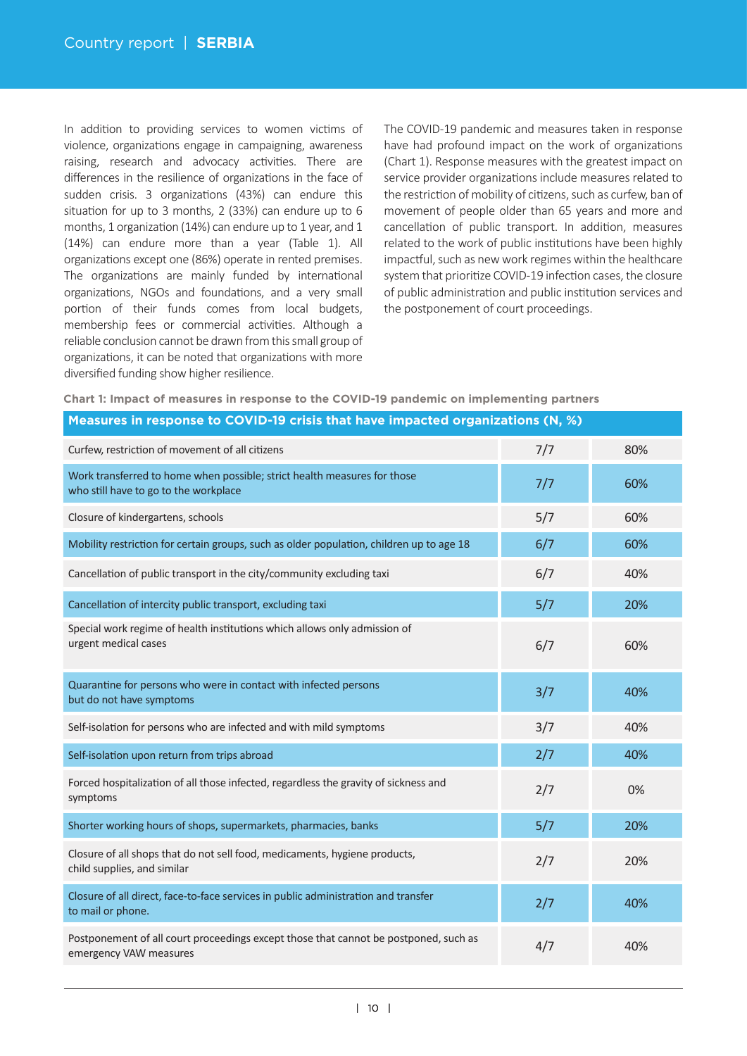In addition to providing services to women victims of violence, organizations engage in campaigning, awareness raising, research and advocacy activities. There are differences in the resilience of organizations in the face of sudden crisis. 3 organizations (43%) can endure this situation for up to 3 months, 2 (33%) can endure up to 6 months, 1 organization (14%) can endure up to 1 year, and 1 (14%) can endure more than a year (Table 1). All organizations except one (86%) operate in rented premises. The organizations are mainly funded by international organizations, NGOs and foundations, and a very small portion of their funds comes from local budgets, membership fees or commercial activities. Although a reliable conclusion cannot be drawn from this small group of organizations, it can be noted that organizations with more diversified funding show higher resilience.

The COVID-19 pandemic and measures taken in response have had profound impact on the work of organizations (Chart 1). Response measures with the greatest impact on service provider organizations include measures related to the restriction of mobility of citizens, such as curfew, ban of movement of people older than 65 years and more and cancellation of public transport. In addition, measures related to the work of public institutions have been highly impactful, such as new work regimes within the healthcare system that prioritize COVID-19 infection cases, the closure of public administration and public institution services and the postponement of court proceedings.

**Chart 1: Impact of measures in response to the COVID-19 pandemic on implementing partners**

| Measures in response to COVID-19 crisis that have impacted organizations (N, %) | | |
|---|---|---|
| Curfew, restriction of movement of all citizens | 7/7 | 80% |
| Work transferred to home when possible; strict health measures for those who still have to go to the workplace | 7/7 | 60% |
| Closure of kindergartens, schools | 5/7 | 60% |
| Mobility restriction for certain groups, such as older population, children up to age 18 | 6/7 | 60% |
| Cancellation of public transport in the city/community excluding taxi | 6/7 | 40% |
| Cancellation of intercity public transport, excluding taxi | 5/7 | 20% |
| Special work regime of health institutions which allows only admission of urgent medical cases | 6/7 | 60% |
| Quarantine for persons who were in contact with infected persons but do not have symptoms | 3/7 | 40% |
| Self-isolation for persons who are infected and with mild symptoms | 3/7 | 40% |
| Self-isolation upon return from trips abroad | 2/7 | 40% |
| Forced hospitalization of all those infected, regardless the gravity of sickness and symptoms | 2/7 | 0% |
| Shorter working hours of shops, supermarkets, pharmacies, banks | 5/7 | 20% |
| Closure of all shops that do not sell food, medicaments, hygiene products, child supplies, and similar | 2/7 | 20% |
| Closure of all direct, face-to-face services in public administration and transfer to mail or phone. | 2/7 | 40% |
| Postponement of all court proceedings except those that cannot be postponed, such as emergency VAW measures | 4/7 | 40% |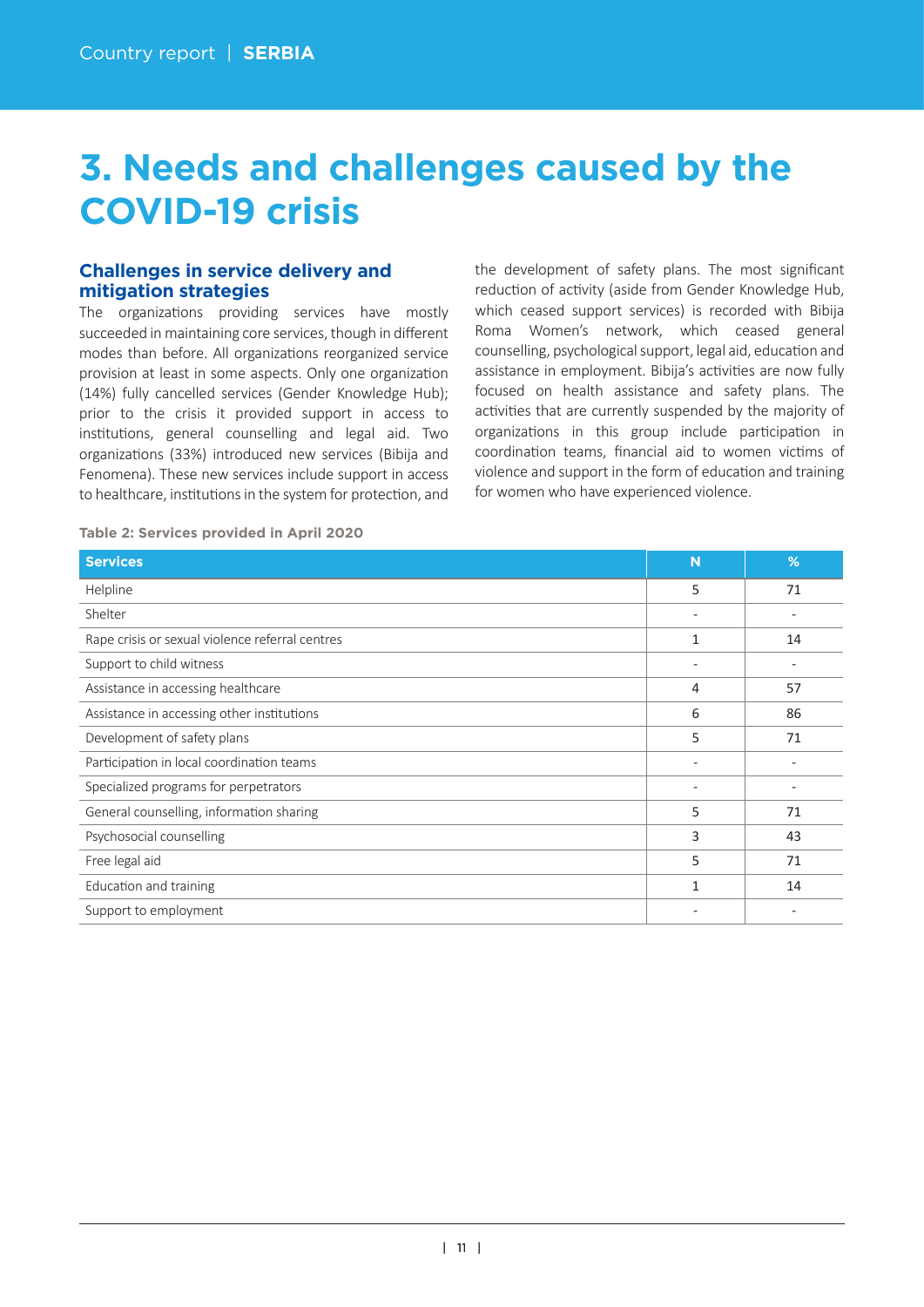# 3. Needs and challenges caused by the COVID-19 crisis

## Challenges in service delivery and mitigation strategies

The organizations providing services have mostly succeeded in maintaining core services, though in different modes than before. All organizations reorganized service provision at least in some aspects. Only one organization (14%) fully cancelled services (Gender Knowledge Hub); prior to the crisis it provided support in access to institutions, general counselling and legal aid. Two organizations (33%) introduced new services (Bibija and Fenomena). These new services include support in access to healthcare, institutions in the system for protection, and the development of safety plans. The most significant reduction of activity (aside from Gender Knowledge Hub, which ceased support services) is recorded with Bibija Roma Women's network, which ceased general counselling, psychological support, legal aid, education and assistance in employment. Bibija's activities are now fully focused on health assistance and safety plans. The activities that are currently suspended by the majority of organizations in this group include participation in coordination teams, financial aid to women victims of violence and support in the form of education and training for women who have experienced violence.

**Table 2: Services provided in April 2020**

| Services | N | % |
|---|---|---|
| Helpline | 5 | 71 |
| Shelter | - | - |
| Rape crisis or sexual violence referral centres | 1 | 14 |
| Support to child witness | - | - |
| Assistance in accessing healthcare | 4 | 57 |
| Assistance in accessing other institutions | 6 | 86 |
| Development of safety plans | 5 | 71 |
| Participation in local coordination teams | - | - |
| Specialized programs for perpetrators | - | - |
| General counselling, information sharing | 5 | 71 |
| Psychosocial counselling | 3 | 43 |
| Free legal aid | 5 | 71 |
| Education and training | 1 | 14 |
| Support to employment | - | - |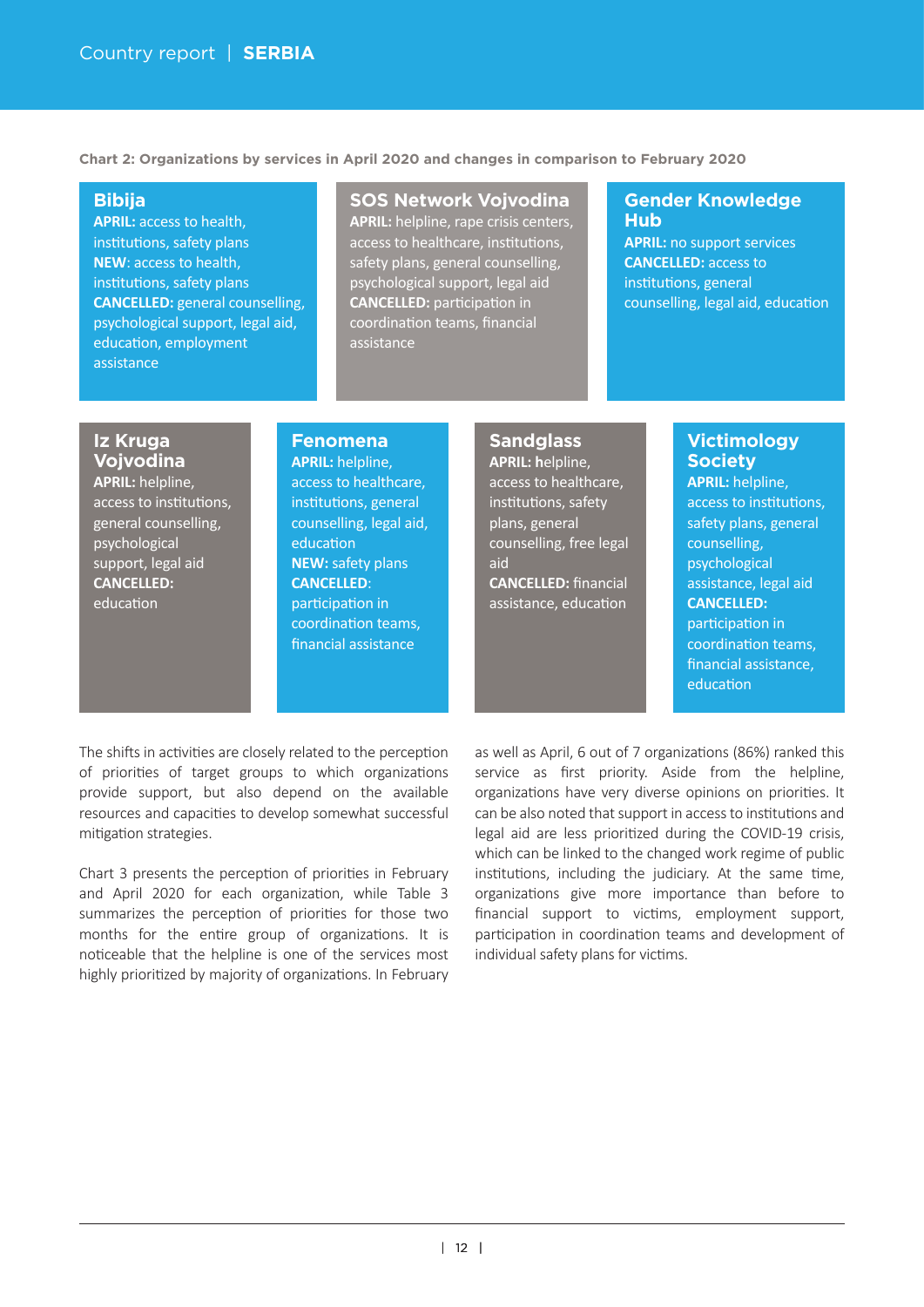**Chart 2: Organizations by services in April 2020 and changes in comparison to February 2020**

**Bibija**
**APRIL:** access to health, institutions, safety plans
**NEW**: access to health, institutions, safety plans
**CANCELLED:** general counselling, psychological support, legal aid, education, employment assistance

**SOS Network Vojvodina**
**APRIL:** helpline, rape crisis centers, access to healthcare, institutions, safety plans, general counselling, psychological support, legal aid
**CANCELLED:** participation in coordination teams, financial assistance

**Gender Knowledge Hub**
**APRIL:** no support services
**CANCELLED:** access to institutions, general counselling, legal aid, education

**Iz Kruga Vojvodina**
**APRIL:** helpline, access to institutions, general counselling, psychological support, legal aid
**CANCELLED:** education

**Fenomena**
**APRIL:** helpline, access to healthcare, institutions, general counselling, legal aid, education
**NEW:** safety plans
**CANCELLED**: participation in coordination teams, financial assistance

**Sandglass**
**APRIL:** helpline, access to healthcare, institutions, safety plans, general counselling, free legal aid
**CANCELLED:** financial assistance, education

**Victimology Society**
**APRIL:** helpline, access to institutions, safety plans, general counselling, psychological assistance, legal aid
**CANCELLED:** participation in coordination teams, financial assistance, education

The shifts in activities are closely related to the perception of priorities of target groups to which organizations provide support, but also depend on the available resources and capacities to develop somewhat successful mitigation strategies.

Chart 3 presents the perception of priorities in February and April 2020 for each organization, while Table 3 summarizes the perception of priorities for those two months for the entire group of organizations. It is noticeable that the helpline is one of the services most highly prioritized by majority of organizations. In February as well as April, 6 out of 7 organizations (86%) ranked this service as first priority. Aside from the helpline, organizations have very diverse opinions on priorities. It can be also noted that support in access to institutions and legal aid are less prioritized during the COVID-19 crisis, which can be linked to the changed work regime of public institutions, including the judiciary. At the same time, organizations give more importance than before to financial support to victims, employment support, participation in coordination teams and development of individual safety plans for victims.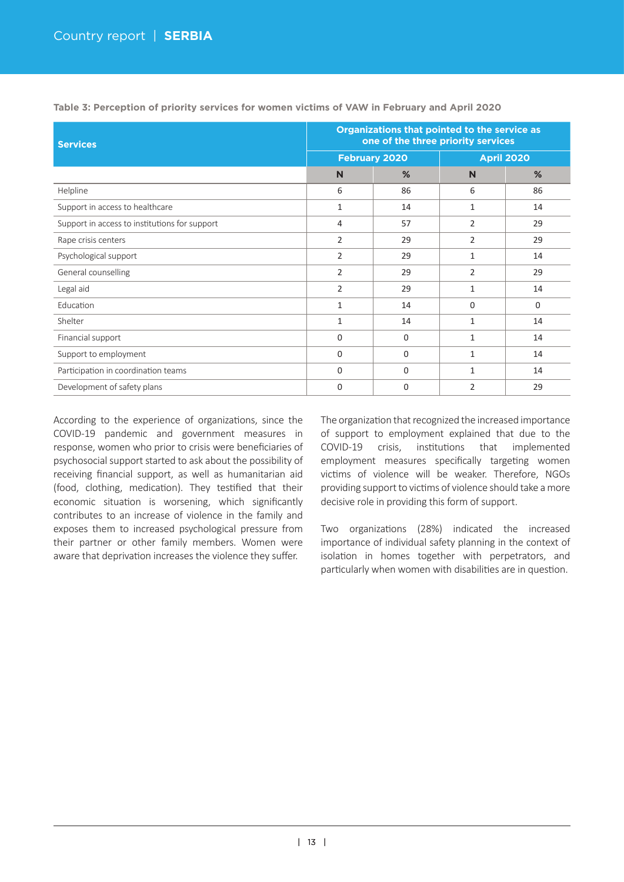**Table 3: Perception of priority services for women victims of VAW in February and April 2020**

| Services | Organizations that pointed to the service as one of the three priority services | | | |
|---|---|---|---|---|
| | February 2020 | | April 2020 | |
| | N | % | N | % |
| Helpline | 6 | 86 | 6 | 86 |
| Support in access to healthcare | 1 | 14 | 1 | 14 |
| Support in access to institutions for support | 4 | 57 | 2 | 29 |
| Rape crisis centers | 2 | 29 | 2 | 29 |
| Psychological support | 2 | 29 | 1 | 14 |
| General counselling | 2 | 29 | 2 | 29 |
| Legal aid | 2 | 29 | 1 | 14 |
| Education | 1 | 14 | 0 | 0 |
| Shelter | 1 | 14 | 1 | 14 |
| Financial support | 0 | 0 | 1 | 14 |
| Support to employment | 0 | 0 | 1 | 14 |
| Participation in coordination teams | 0 | 0 | 1 | 14 |
| Development of safety plans | 0 | 0 | 2 | 29 |

According to the experience of organizations, since the COVID-19 pandemic and government measures in response, women who prior to crisis were beneficiaries of psychosocial support started to ask about the possibility of receiving financial support, as well as humanitarian aid (food, clothing, medication). They testified that their economic situation is worsening, which significantly contributes to an increase of violence in the family and exposes them to increased psychological pressure from their partner or other family members. Women were aware that deprivation increases the violence they suffer.

The organization that recognized the increased importance of support to employment explained that due to the COVID-19 crisis, institutions that implemented employment measures specifically targeting women victims of violence will be weaker. Therefore, NGOs providing support to victims of violence should take a more decisive role in providing this form of support.

Two organizations (28%) indicated the increased importance of individual safety planning in the context of isolation in homes together with perpetrators, and particularly when women with disabilities are in question.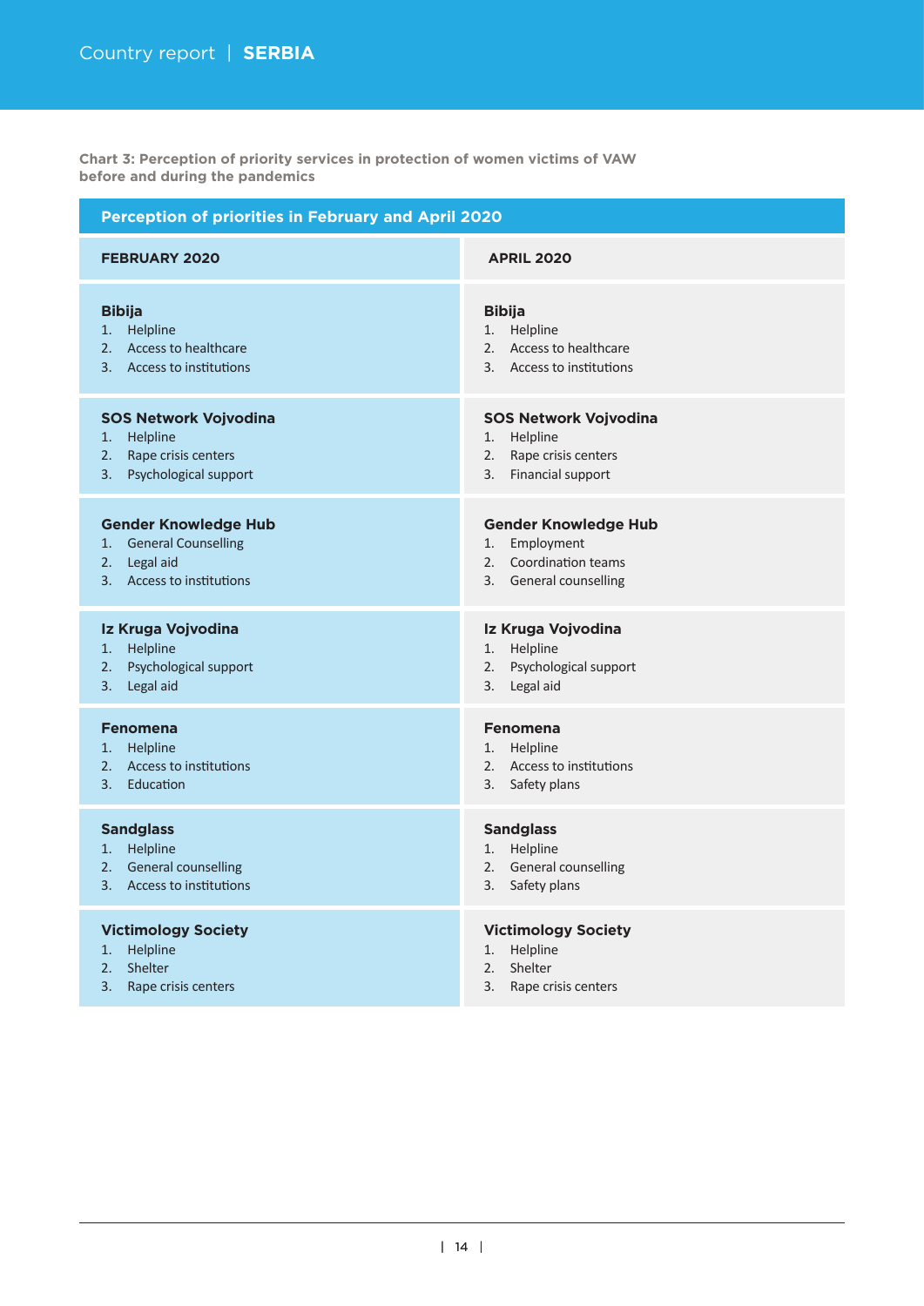**Chart 3: Perception of priority services in protection of women victims of VAW before and during the pandemics**

| Perception of priorities in February and April 2020 | |
|---|---|
| **FEBRUARY 2020** | **APRIL 2020** |
| **Bibija**<br>1. Helpline<br>2. Access to healthcare<br>3. Access to institutions | **Bibija**<br>1. Helpline<br>2. Access to healthcare<br>3. Access to institutions |
| **SOS Network Vojvodina**<br>1. Helpline<br>2. Rape crisis centers<br>3. Psychological support | **SOS Network Vojvodina**<br>1. Helpline<br>2. Rape crisis centers<br>3. Financial support |
| **Gender Knowledge Hub**<br>1. General Counselling<br>2. Legal aid<br>3. Access to institutions | **Gender Knowledge Hub**<br>1. Employment<br>2. Coordination teams<br>3. General counselling |
| **Iz Kruga Vojvodina**<br>1. Helpline<br>2. Psychological support<br>3. Legal aid | **Iz Kruga Vojvodina**<br>1. Helpline<br>2. Psychological support<br>3. Legal aid |
| **Fenomena**<br>1. Helpline<br>2. Access to institutions<br>3. Education | **Fenomena**<br>1. Helpline<br>2. Access to institutions<br>3. Safety plans |
| **Sandglass**<br>1. Helpline<br>2. General counselling<br>3. Access to institutions | **Sandglass**<br>1. Helpline<br>2. General counselling<br>3. Safety plans |
| **Victimology Society**<br>1. Helpline<br>2. Shelter<br>3. Rape crisis centers | **Victimology Society**<br>1. Helpline<br>2. Shelter<br>3. Rape crisis centers |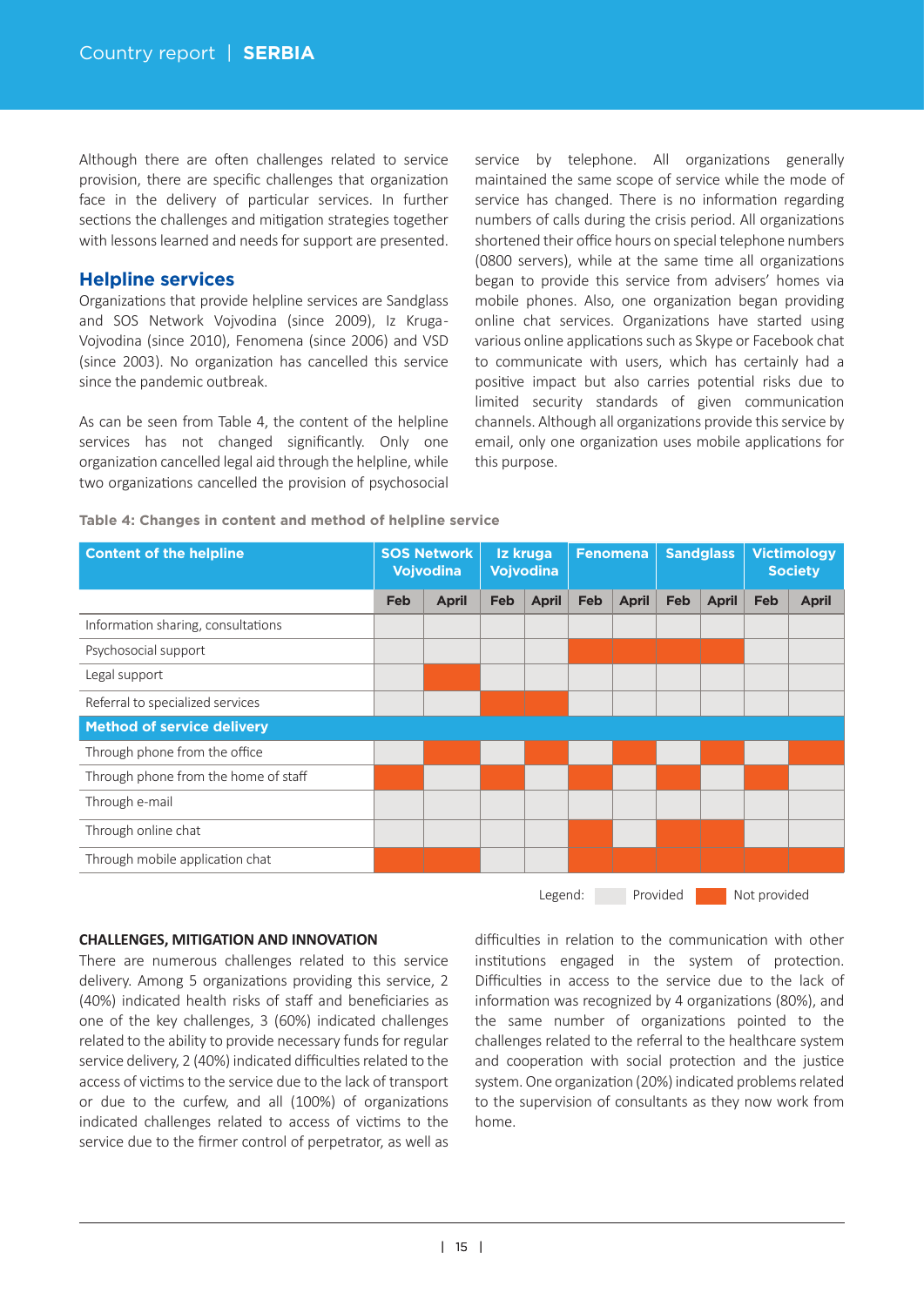Although there are often challenges related to service provision, there are specific challenges that organization face in the delivery of particular services. In further sections the challenges and mitigation strategies together with lessons learned and needs for support are presented.

## Helpline services

Organizations that provide helpline services are Sandglass and SOS Network Vojvodina (since 2009), Iz Kruga-Vojvodina (since 2010), Fenomena (since 2006) and VSD (since 2003). No organization has cancelled this service since the pandemic outbreak.

As can be seen from Table 4, the content of the helpline services has not changed significantly. Only one organization cancelled legal aid through the helpline, while two organizations cancelled the provision of psychosocial service by telephone. All organizations generally maintained the same scope of service while the mode of service has changed. There is no information regarding numbers of calls during the crisis period. All organizations shortened their office hours on special telephone numbers (0800 servers), while at the same time all organizations began to provide this service from advisers' homes via mobile phones. Also, one organization began providing online chat services. Organizations have started using various online applications such as Skype or Facebook chat to communicate with users, which has certainly had a positive impact but also carries potential risks due to limited security standards of given communication channels. Although all organizations provide this service by email, only one organization uses mobile applications for this purpose.

**Table 4: Changes in content and method of helpline service**

| Content of the helpline | SOS Network Vojvodina | | Iz kruga Vojvodina | | Fenomena | | Sandglass | | Victimology Society | |
|---|---|---|---|---|---|---|---|---|---|---|
| | Feb | April | Feb | April | Feb | April | Feb | April | Feb | April |
| Information sharing, consultations | Provided | Provided | Provided | Provided | Provided | Provided | Provided | Provided | Provided | Provided |
| Psychosocial support | Provided | Provided | Provided | Provided | Not provided | Not provided | Not provided | Not provided | Provided | Provided |
| Legal support | Provided | Not provided | Provided | Provided | Provided | Provided | Provided | Provided | Provided | Provided |
| Referral to specialized services | Provided | Provided | Not provided | Not provided | Provided | Provided | Provided | Provided | Provided | Provided |
| **Method of service delivery** | | | | | | | | | | |
| Through phone from the office | Provided | Not provided | Provided | Not provided | Provided | Not provided | Provided | Not provided | Provided | Not provided |
| Through phone from the home of staff | Not provided | Provided | Not provided | Provided | Not provided | Provided | Not provided | Provided | Not provided | Provided |
| Through e-mail | Provided | Provided | Provided | Provided | Provided | Provided | Provided | Provided | Provided | Provided |
| Through online chat | Provided | Provided | Provided | Provided | Not provided | Provided | Not provided | Not provided | Provided | Provided |
| Through mobile application chat | Not provided | Not provided | Provided | Provided | Not provided | Not provided | Not provided | Not provided | Not provided | Not provided |

Legend: Provided / Not provided

**CHALLENGES, MITIGATION AND INNOVATION**

There are numerous challenges related to this service delivery. Among 5 organizations providing this service, 2 (40%) indicated health risks of staff and beneficiaries as one of the key challenges, 3 (60%) indicated challenges related to the ability to provide necessary funds for regular service delivery, 2 (40%) indicated difficulties related to the access of victims to the service due to the lack of transport or due to the curfew, and all (100%) of organizations indicated challenges related to access of victims to the service due to the firmer control of perpetrator, as well as difficulties in relation to the communication with other institutions engaged in the system of protection. Difficulties in access to the service due to the lack of information was recognized by 4 organizations (80%), and the same number of organizations pointed to the challenges related to the referral to the healthcare system and cooperation with social protection and the justice system. One organization (20%) indicated problems related to the supervision of consultants as they now work from home.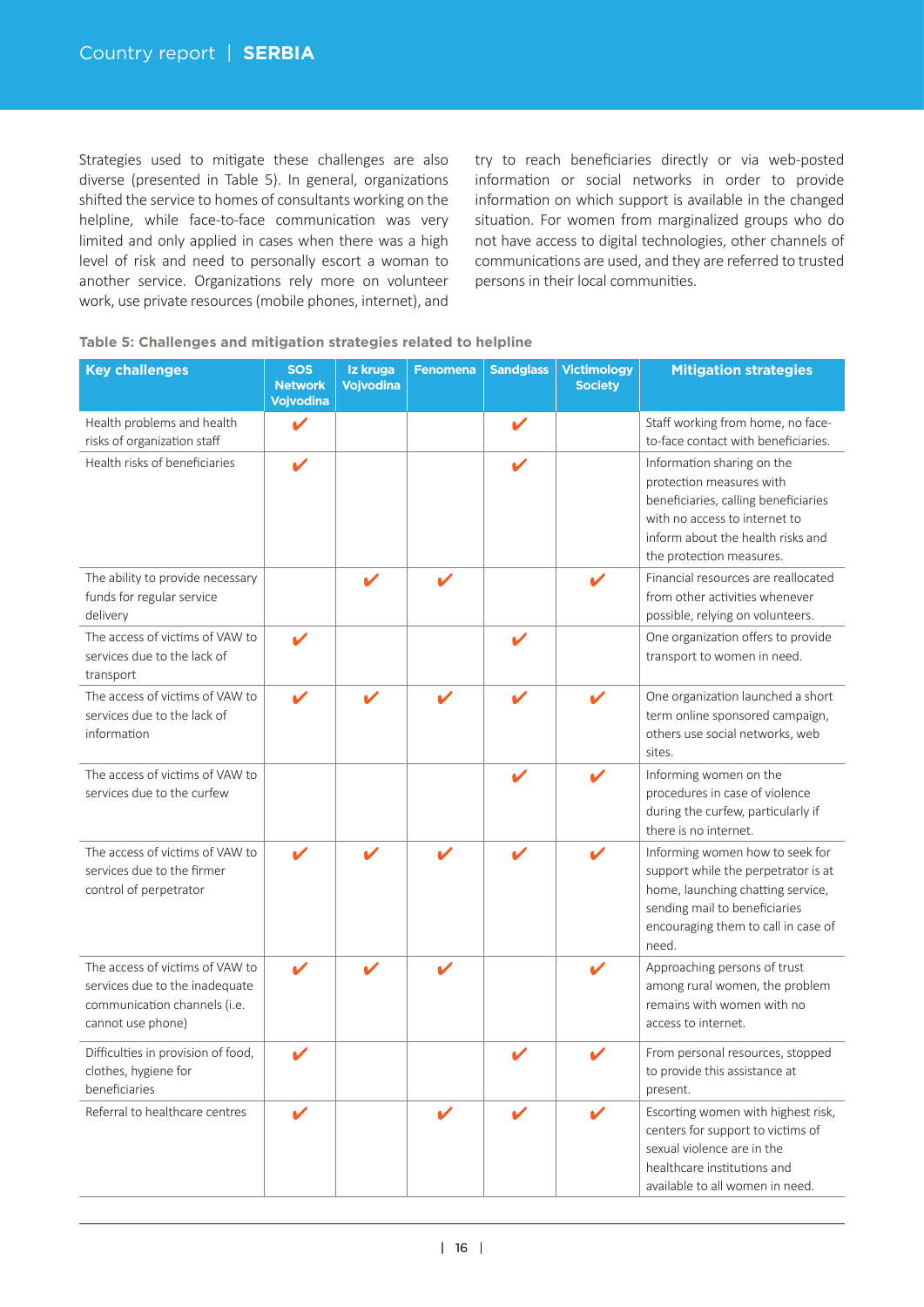Strategies used to mitigate these challenges are also diverse (presented in Table 5). In general, organizations shifted the service to homes of consultants working on the helpline, while face-to-face communication was very limited and only applied in cases when there was a high level of risk and need to personally escort a woman to another service. Organizations rely more on volunteer work, use private resources (mobile phones, internet), and try to reach beneficiaries directly or via web-posted information or social networks in order to provide information on which support is available in the changed situation. For women from marginalized groups who do not have access to digital technologies, other channels of communications are used, and they are referred to trusted persons in their local communities.

**Table 5: Challenges and mitigation strategies related to helpline**

| Key challenges | SOS Network Vojvodina | Iz kruga Vojvodina | Fenomena | Sandglass | Victimology Society | Mitigation strategies |
|---|---|---|---|---|---|---|
| Health problems and health risks of organization staff | ✔ | | | ✔ | | Staff working from home, no face-to-face contact with beneficiaries. |
| Health risks of beneficiaries | ✔ | | | ✔ | | Information sharing on the protection measures with beneficiaries, calling beneficiaries with no access to internet to inform about the health risks and the protection measures. |
| The ability to provide necessary funds for regular service delivery | | ✔ | ✔ | | ✔ | Financial resources are reallocated from other activities whenever possible, relying on volunteers. |
| The access of victims of VAW to services due to the lack of transport | ✔ | | | ✔ | | One organization offers to provide transport to women in need. |
| The access of victims of VAW to services due to the lack of information | ✔ | ✔ | ✔ | ✔ | ✔ | One organization launched a short term online sponsored campaign, others use social networks, web sites. |
| The access of victims of VAW to services due to the curfew | | | | ✔ | ✔ | Informing women on the procedures in case of violence during the curfew, particularly if there is no internet. |
| The access of victims of VAW to services due to the firmer control of perpetrator | ✔ | ✔ | ✔ | ✔ | ✔ | Informing women how to seek for support while the perpetrator is at home, launching chatting service, sending mail to beneficiaries encouraging them to call in case of need. |
| The access of victims of VAW to services due to the inadequate communication channels (i.e. cannot use phone) | ✔ | ✔ | ✔ | | ✔ | Approaching persons of trust among rural women, the problem remains with women with no access to internet. |
| Difficulties in provision of food, clothes, hygiene for beneficiaries | ✔ | | | ✔ | ✔ | From personal resources, stopped to provide this assistance at present. |
| Referral to healthcare centres | ✔ | | ✔ | ✔ | ✔ | Escorting women with highest risk, centers for support to victims of sexual violence are in the healthcare institutions and available to all women in need. |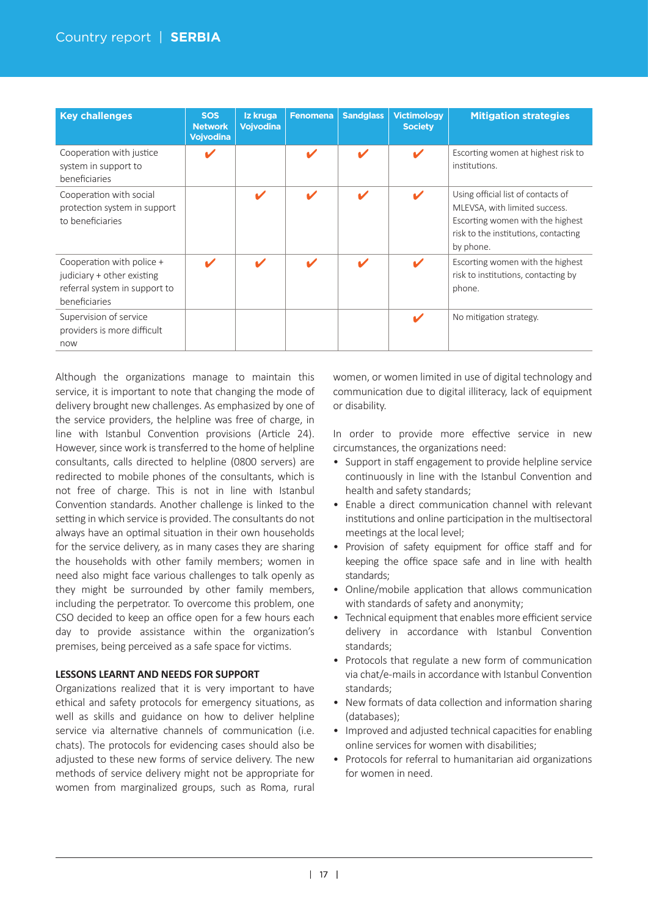| Key challenges | SOS Network Vojvodina | Iz kruga Vojvodina | Fenomena | Sandglass | Victimology Society | Mitigation strategies |
|---|---|---|---|---|---|---|
| Cooperation with justice system in support to beneficiaries | ✔ | | ✔ | ✔ | ✔ | Escorting women at highest risk to institutions. |
| Cooperation with social protection system in support to beneficiaries | | ✔ | ✔ | ✔ | ✔ | Using official list of contacts of MLEVSA, with limited success. Escorting women with the highest risk to the institutions, contacting by phone. |
| Cooperation with police + judiciary + other existing referral system in support to beneficiaries | ✔ | ✔ | ✔ | ✔ | ✔ | Escorting women with the highest risk to institutions, contacting by phone. |
| Supervision of service providers is more difficult now | | | | | ✔ | No mitigation strategy. |

Although the organizations manage to maintain this service, it is important to note that changing the mode of delivery brought new challenges. As emphasized by one of the service providers, the helpline was free of charge, in line with Istanbul Convention provisions (Article 24). However, since work is transferred to the home of helpline consultants, calls directed to helpline (0800 servers) are redirected to mobile phones of the consultants, which is not free of charge. This is not in line with Istanbul Convention standards. Another challenge is linked to the setting in which service is provided. The consultants do not always have an optimal situation in their own households for the service delivery, as in many cases they are sharing the households with other family members; women in need also might face various challenges to talk openly as they might be surrounded by other family members, including the perpetrator. To overcome this problem, one CSO decided to keep an office open for a few hours each day to provide assistance within the organization's premises, being perceived as a safe space for victims.

**LESSONS LEARNT AND NEEDS FOR SUPPORT**

Organizations realized that it is very important to have ethical and safety protocols for emergency situations, as well as skills and guidance on how to deliver helpline service via alternative channels of communication (i.e. chats). The protocols for evidencing cases should also be adjusted to these new forms of service delivery. The new methods of service delivery might not be appropriate for women from marginalized groups, such as Roma, rural women, or women limited in use of digital technology and communication due to digital illiteracy, lack of equipment or disability.

In order to provide more effective service in new circumstances, the organizations need:

- Support in staff engagement to provide helpline service continuously in line with the Istanbul Convention and health and safety standards;
- Enable a direct communication channel with relevant institutions and online participation in the multisectoral meetings at the local level;
- Provision of safety equipment for office staff and for keeping the office space safe and in line with health standards;
- Online/mobile application that allows communication with standards of safety and anonymity;
- Technical equipment that enables more efficient service delivery in accordance with Istanbul Convention standards;
- Protocols that regulate a new form of communication via chat/e-mails in accordance with Istanbul Convention standards;
- New formats of data collection and information sharing (databases);
- Improved and adjusted technical capacities for enabling online services for women with disabilities;
- Protocols for referral to humanitarian aid organizations for women in need.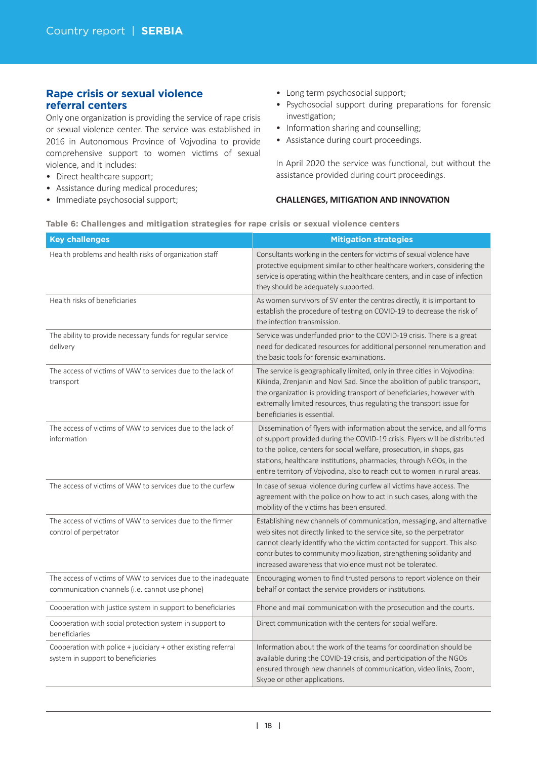## Rape crisis or sexual violence referral centers

Only one organization is providing the service of rape crisis or sexual violence center. The service was established in 2016 in Autonomous Province of Vojvodina to provide comprehensive support to women victims of sexual violence, and it includes:

- Direct healthcare support;
- Assistance during medical procedures;
- Immediate psychosocial support;
- Long term psychosocial support;
- Psychosocial support during preparations for forensic investigation;
- Information sharing and counselling;
- Assistance during court proceedings.

In April 2020 the service was functional, but without the assistance provided during court proceedings.

### CHALLENGES, MITIGATION AND INNOVATION

**Table 6: Challenges and mitigation strategies for rape crisis or sexual violence centers**

| Key challenges | Mitigation strategies |
|---|---|
| Health problems and health risks of organization staff | Consultants working in the centers for victims of sexual violence have protective equipment similar to other healthcare workers, considering the service is operating within the healthcare centers, and in case of infection they should be adequately supported. |
| Health risks of beneficiaries | As women survivors of SV enter the centres directly, it is important to establish the procedure of testing on COVID-19 to decrease the risk of the infection transmission. |
| The ability to provide necessary funds for regular service delivery | Service was underfunded prior to the COVID-19 crisis. There is a great need for dedicated resources for additional personnel renumeration and the basic tools for forensic examinations. |
| The access of victims of VAW to services due to the lack of transport | The service is geographically limited, only in three cities in Vojvodina: Kikinda, Zrenjanin and Novi Sad. Since the abolition of public transport, the organization is providing transport of beneficiaries, however with extremally limited resources, thus regulating the transport issue for beneficiaries is essential. |
| The access of victims of VAW to services due to the lack of information | Dissemination of flyers with information about the service, and all forms of support provided during the COVID-19 crisis. Flyers will be distributed to the police, centers for social welfare, prosecution, in shops, gas stations, healthcare institutions, pharmacies, through NGOs, in the entire territory of Vojvodina, also to reach out to women in rural areas. |
| The access of victims of VAW to services due to the curfew | In case of sexual violence during curfew all victims have access. The agreement with the police on how to act in such cases, along with the mobility of the victims has been ensured. |
| The access of victims of VAW to services due to the firmer control of perpetrator | Establishing new channels of communication, messaging, and alternative web sites not directly linked to the service site, so the perpetrator cannot clearly identify who the victim contacted for support. This also contributes to community mobilization, strengthening solidarity and increased awareness that violence must not be tolerated. |
| The access of victims of VAW to services due to the inadequate communication channels (i.e. cannot use phone) | Encouraging women to find trusted persons to report violence on their behalf or contact the service providers or institutions. |
| Cooperation with justice system in support to beneficiaries | Phone and mail communication with the prosecution and the courts. |
| Cooperation with social protection system in support to beneficiaries | Direct communication with the centers for social welfare. |
| Cooperation with police + judiciary + other existing referral system in support to beneficiaries | Information about the work of the teams for coordination should be available during the COVID-19 crisis, and participation of the NGOs ensured through new channels of communication, video links, Zoom, Skype or other applications. |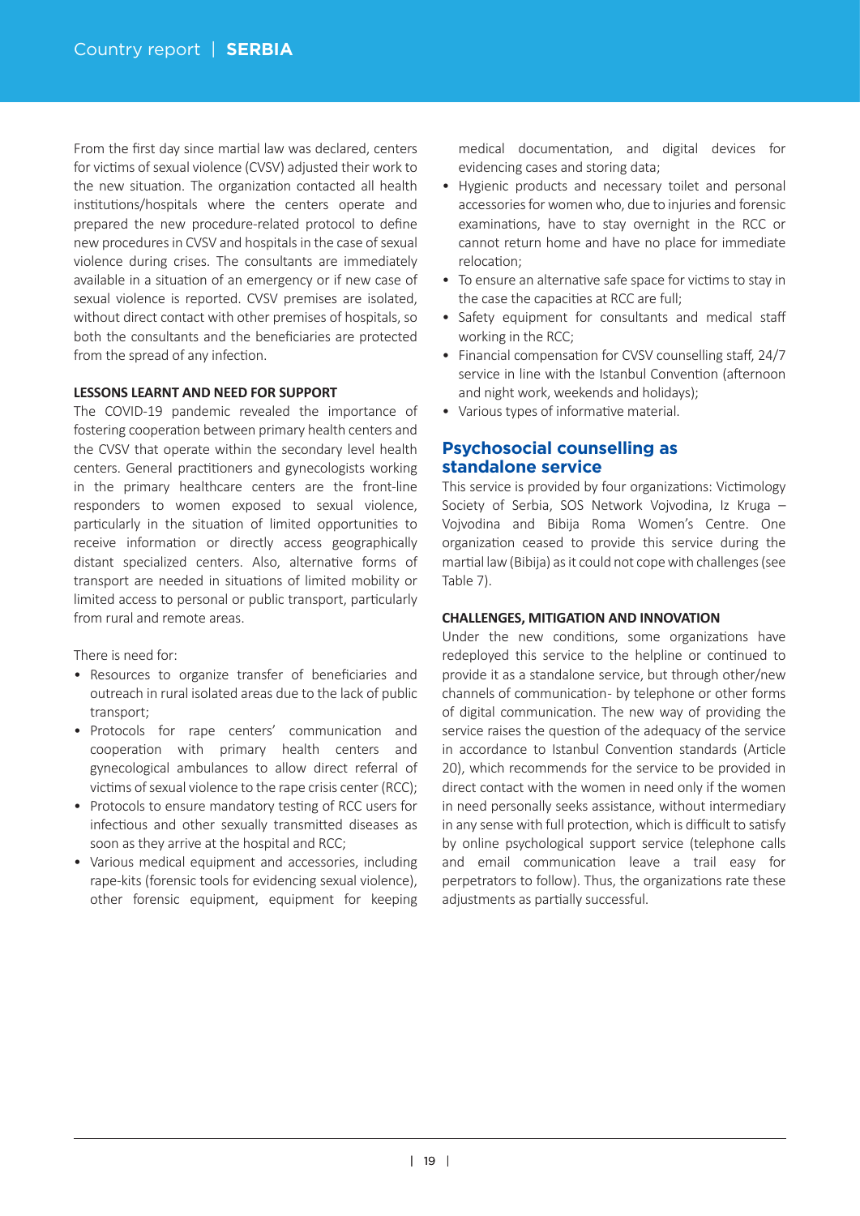From the first day since martial law was declared, centers for victims of sexual violence (CVSV) adjusted their work to the new situation. The organization contacted all health institutions/hospitals where the centers operate and prepared the new procedure-related protocol to define new procedures in CVSV and hospitals in the case of sexual violence during crises. The consultants are immediately available in a situation of an emergency or if new case of sexual violence is reported. CVSV premises are isolated, without direct contact with other premises of hospitals, so both the consultants and the beneficiaries are protected from the spread of any infection.

**LESSONS LEARNT AND NEED FOR SUPPORT**

The COVID-19 pandemic revealed the importance of fostering cooperation between primary health centers and the CVSV that operate within the secondary level health centers. General practitioners and gynecologists working in the primary healthcare centers are the front-line responders to women exposed to sexual violence, particularly in the situation of limited opportunities to receive information or directly access geographically distant specialized centers. Also, alternative forms of transport are needed in situations of limited mobility or limited access to personal or public transport, particularly from rural and remote areas.

There is need for:

- Resources to organize transfer of beneficiaries and outreach in rural isolated areas due to the lack of public transport;
- Protocols for rape centers' communication and cooperation with primary health centers and gynecological ambulances to allow direct referral of victims of sexual violence to the rape crisis center (RCC);
- Protocols to ensure mandatory testing of RCC users for infectious and other sexually transmitted diseases as soon as they arrive at the hospital and RCC;
- Various medical equipment and accessories, including rape-kits (forensic tools for evidencing sexual violence), other forensic equipment, equipment for keeping medical documentation, and digital devices for evidencing cases and storing data;
- Hygienic products and necessary toilet and personal accessories for women who, due to injuries and forensic examinations, have to stay overnight in the RCC or cannot return home and have no place for immediate relocation;
- To ensure an alternative safe space for victims to stay in the case the capacities at RCC are full;
- Safety equipment for consultants and medical staff working in the RCC;
- Financial compensation for CVSV counselling staff, 24/7 service in line with the Istanbul Convention (afternoon and night work, weekends and holidays);
- Various types of informative material.

## Psychosocial counselling as standalone service

This service is provided by four organizations: Victimology Society of Serbia, SOS Network Vojvodina, Iz Kruga – Vojvodina and Bibija Roma Women's Centre. One organization ceased to provide this service during the martial law (Bibija) as it could not cope with challenges (see Table 7).

**CHALLENGES, MITIGATION AND INNOVATION**

Under the new conditions, some organizations have redeployed this service to the helpline or continued to provide it as a standalone service, but through other/new channels of communication- by telephone or other forms of digital communication. The new way of providing the service raises the question of the adequacy of the service in accordance to Istanbul Convention standards (Article 20), which recommends for the service to be provided in direct contact with the women in need only if the women in need personally seeks assistance, without intermediary in any sense with full protection, which is difficult to satisfy by online psychological support service (telephone calls and email communication leave a trail easy for perpetrators to follow). Thus, the organizations rate these adjustments as partially successful.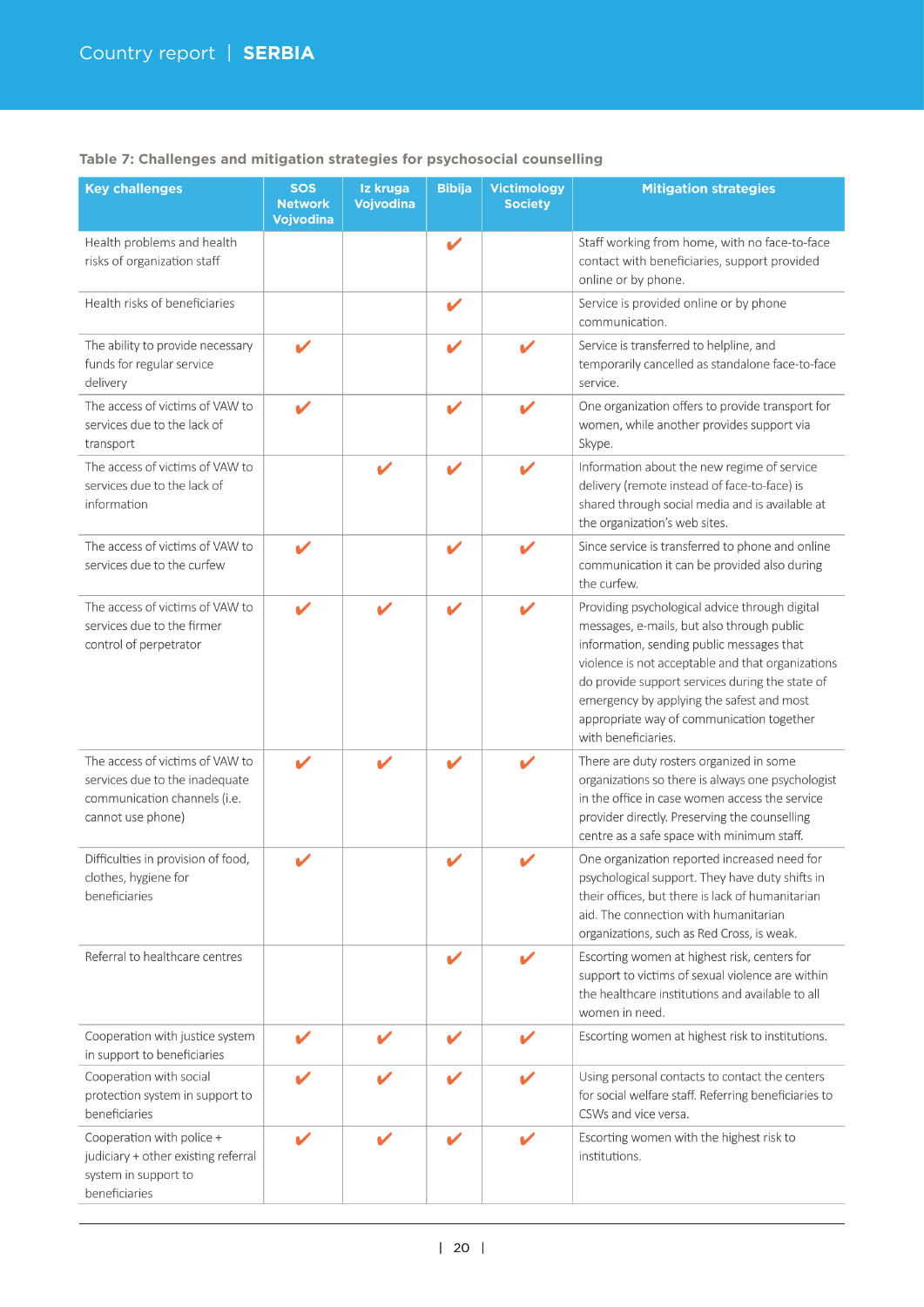**Table 7: Challenges and mitigation strategies for psychosocial counselling**

| Key challenges | SOS Network Vojvodina | Iz kruga Vojvodina | Bibija | Victimology Society | Mitigation strategies |
|---|---|---|---|---|---|
| Health problems and health risks of organization staff | | | ✔ | | Staff working from home, with no face-to-face contact with beneficiaries, support provided online or by phone. |
| Health risks of beneficiaries | | | ✔ | | Service is provided online or by phone communication. |
| The ability to provide necessary funds for regular service delivery | ✔ | | ✔ | ✔ | Service is transferred to helpline, and temporarily cancelled as standalone face-to-face service. |
| The access of victims of VAW to services due to the lack of transport | ✔ | | ✔ | ✔ | One organization offers to provide transport for women, while another provides support via Skype. |
| The access of victims of VAW to services due to the lack of information | | ✔ | ✔ | ✔ | Information about the new regime of service delivery (remote instead of face-to-face) is shared through social media and is available at the organization's web sites. |
| The access of victims of VAW to services due to the curfew | ✔ | | ✔ | ✔ | Since service is transferred to phone and online communication it can be provided also during the curfew. |
| The access of victims of VAW to services due to the firmer control of perpetrator | ✔ | ✔ | ✔ | ✔ | Providing psychological advice through digital messages, e-mails, but also through public information, sending public messages that violence is not acceptable and that organizations do provide support services during the state of emergency by applying the safest and most appropriate way of communication together with beneficiaries. |
| The access of victims of VAW to services due to the inadequate communication channels (i.e. cannot use phone) | ✔ | ✔ | ✔ | ✔ | There are duty rosters organized in some organizations so there is always one psychologist in the office in case women access the service provider directly. Preserving the counselling centre as a safe space with minimum staff. |
| Difficulties in provision of food, clothes, hygiene for beneficiaries | ✔ | | ✔ | ✔ | One organization reported increased need for psychological support. They have duty shifts in their offices, but there is lack of humanitarian aid. The connection with humanitarian organizations, such as Red Cross, is weak. |
| Referral to healthcare centres | | | ✔ | ✔ | Escorting women at highest risk, centers for support to victims of sexual violence are within the healthcare institutions and available to all women in need. |
| Cooperation with justice system in support to beneficiaries | ✔ | ✔ | ✔ | ✔ | Escorting women at highest risk to institutions. |
| Cooperation with social protection system in support to beneficiaries | ✔ | ✔ | ✔ | ✔ | Using personal contacts to contact the centers for social welfare staff. Referring beneficiaries to CSWs and vice versa. |
| Cooperation with police + judiciary + other existing referral system in support to beneficiaries | ✔ | ✔ | ✔ | ✔ | Escorting women with the highest risk to institutions. |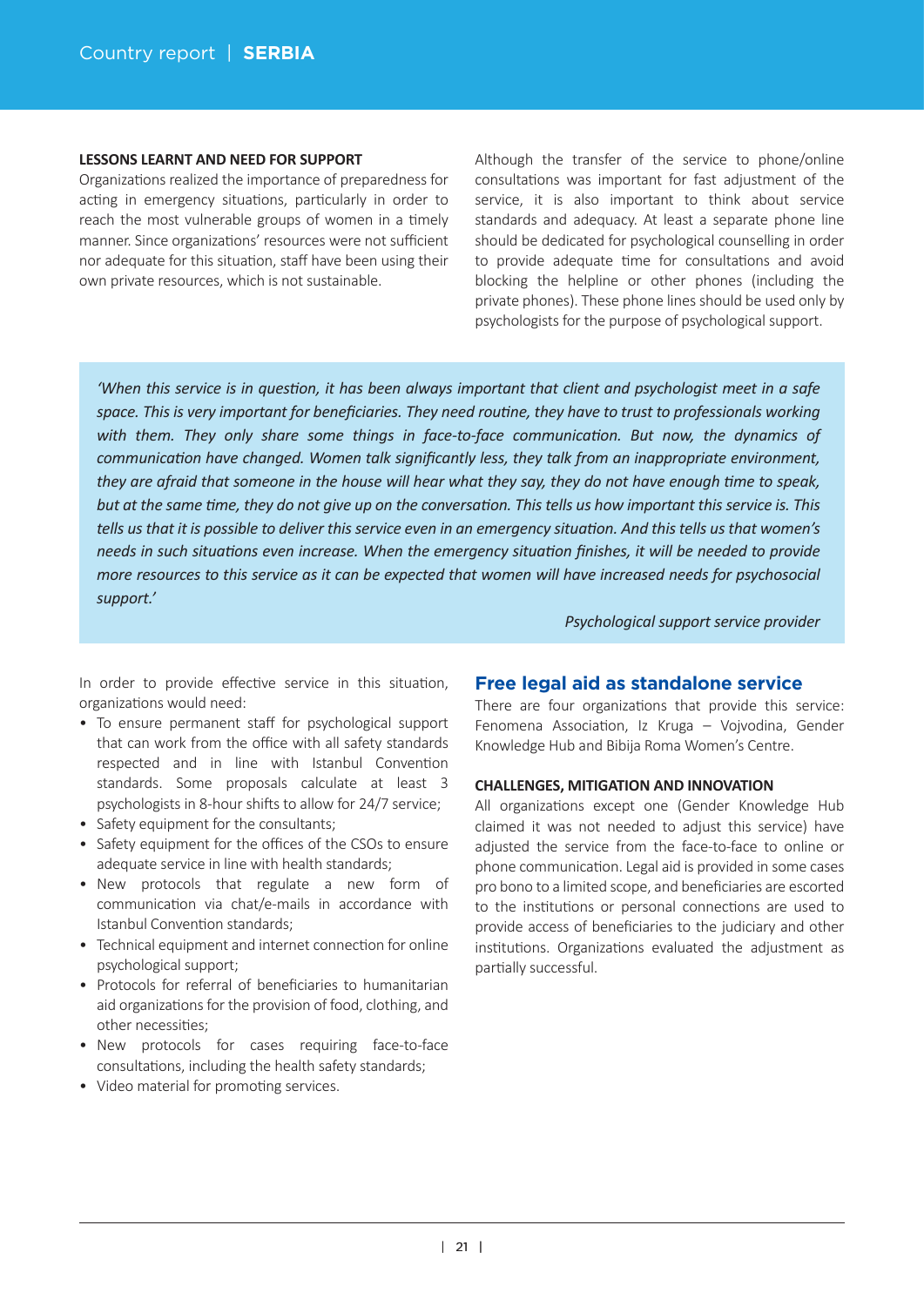**LESSONS LEARNT AND NEED FOR SUPPORT**

Organizations realized the importance of preparedness for acting in emergency situations, particularly in order to reach the most vulnerable groups of women in a timely manner. Since organizations' resources were not sufficient nor adequate for this situation, staff have been using their own private resources, which is not sustainable.

Although the transfer of the service to phone/online consultations was important for fast adjustment of the service, it is also important to think about service standards and adequacy. At least a separate phone line should be dedicated for psychological counselling in order to provide adequate time for consultations and avoid blocking the helpline or other phones (including the private phones). These phone lines should be used only by psychologists for the purpose of psychological support.

> *'When this service is in question, it has been always important that client and psychologist meet in a safe space. This is very important for beneficiaries. They need routine, they have to trust to professionals working with them. They only share some things in face-to-face communication. But now, the dynamics of communication have changed. Women talk significantly less, they talk from an inappropriate environment, they are afraid that someone in the house will hear what they say, they do not have enough time to speak, but at the same time, they do not give up on the conversation. This tells us how important this service is. This tells us that it is possible to deliver this service even in an emergency situation. And this tells us that women's needs in such situations even increase. When the emergency situation finishes, it will be needed to provide more resources to this service as it can be expected that women will have increased needs for psychosocial support.'*
>
> *Psychological support service provider*

In order to provide effective service in this situation, organizations would need:

- To ensure permanent staff for psychological support that can work from the office with all safety standards respected and in line with Istanbul Convention standards. Some proposals calculate at least 3 psychologists in 8-hour shifts to allow for 24/7 service;
- Safety equipment for the consultants;
- Safety equipment for the offices of the CSOs to ensure adequate service in line with health standards;
- New protocols that regulate a new form of communication via chat/e-mails in accordance with Istanbul Convention standards;
- Technical equipment and internet connection for online psychological support;
- Protocols for referral of beneficiaries to humanitarian aid organizations for the provision of food, clothing, and other necessities;
- New protocols for cases requiring face-to-face consultations, including the health safety standards;
- Video material for promoting services.

## Free legal aid as standalone service

There are four organizations that provide this service: Fenomena Association, Iz Kruga – Vojvodina, Gender Knowledge Hub and Bibija Roma Women's Centre.

**CHALLENGES, MITIGATION AND INNOVATION**

All organizations except one (Gender Knowledge Hub claimed it was not needed to adjust this service) have adjusted the service from the face-to-face to online or phone communication. Legal aid is provided in some cases pro bono to a limited scope, and beneficiaries are escorted to the institutions or personal connections are used to provide access of beneficiaries to the judiciary and other institutions. Organizations evaluated the adjustment as partially successful.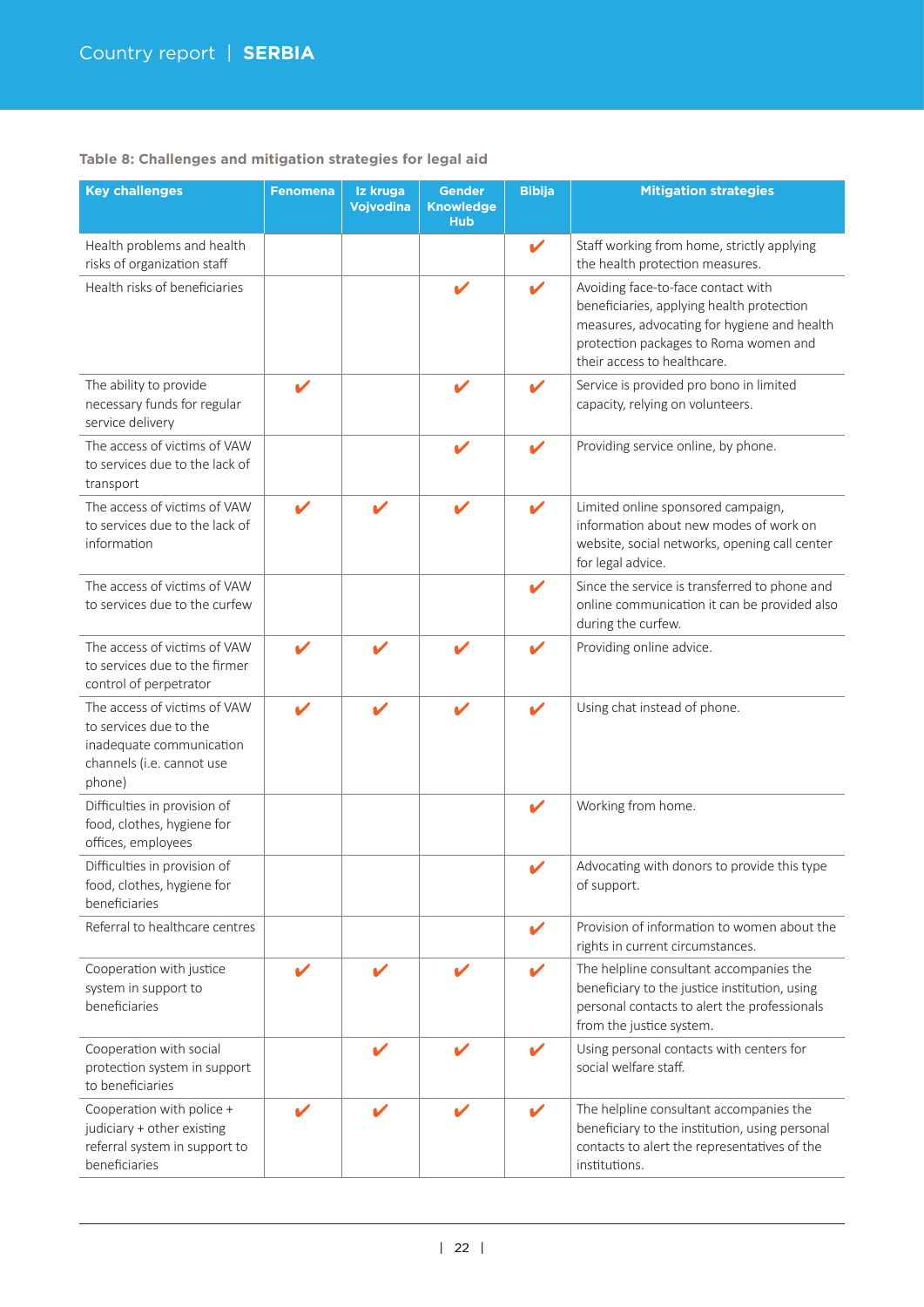**Table 8: Challenges and mitigation strategies for legal aid**

| Key challenges | Fenomena | Iz kruga Vojvodina | Gender Knowledge Hub | Bibija | Mitigation strategies |
|---|---|---|---|---|---|
| Health problems and health risks of organization staff | | | | ✔ | Staff working from home, strictly applying the health protection measures. |
| Health risks of beneficiaries | | | ✔ | ✔ | Avoiding face-to-face contact with beneficiaries, applying health protection measures, advocating for hygiene and health protection packages to Roma women and their access to healthcare. |
| The ability to provide necessary funds for regular service delivery | ✔ | | ✔ | ✔ | Service is provided pro bono in limited capacity, relying on volunteers. |
| The access of victims of VAW to services due to the lack of transport | | | ✔ | ✔ | Providing service online, by phone. |
| The access of victims of VAW to services due to the lack of information | ✔ | ✔ | ✔ | ✔ | Limited online sponsored campaign, information about new modes of work on website, social networks, opening call center for legal advice. |
| The access of victims of VAW to services due to the curfew | | | | ✔ | Since the service is transferred to phone and online communication it can be provided also during the curfew. |
| The access of victims of VAW to services due to the firmer control of perpetrator | ✔ | ✔ | ✔ | ✔ | Providing online advice. |
| The access of victims of VAW to services due to the inadequate communication channels (i.e. cannot use phone) | ✔ | ✔ | ✔ | ✔ | Using chat instead of phone. |
| Difficulties in provision of food, clothes, hygiene for offices, employees | | | | ✔ | Working from home. |
| Difficulties in provision of food, clothes, hygiene for beneficiaries | | | | ✔ | Advocating with donors to provide this type of support. |
| Referral to healthcare centres | | | | ✔ | Provision of information to women about the rights in current circumstances. |
| Cooperation with justice system in support to beneficiaries | ✔ | ✔ | ✔ | ✔ | The helpline consultant accompanies the beneficiary to the justice institution, using personal contacts to alert the professionals from the justice system. |
| Cooperation with social protection system in support to beneficiaries | | ✔ | ✔ | ✔ | Using personal contacts with centers for social welfare staff. |
| Cooperation with police + judiciary + other existing referral system in support to beneficiaries | ✔ | ✔ | ✔ | ✔ | The helpline consultant accompanies the beneficiary to the institution, using personal contacts to alert the representatives of the institutions. |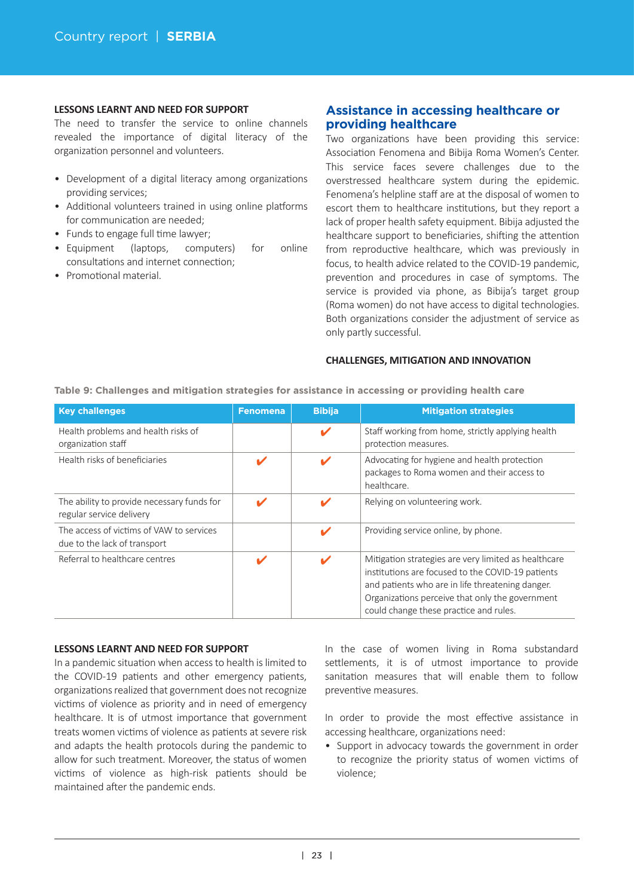**LESSONS LEARNT AND NEED FOR SUPPORT**

The need to transfer the service to online channels revealed the importance of digital literacy of the organization personnel and volunteers.

- Development of a digital literacy among organizations providing services;
- Additional volunteers trained in using online platforms for communication are needed;
- Funds to engage full time lawyer;
- Equipment (laptops, computers) for online consultations and internet connection;
- Promotional material.

## Assistance in accessing healthcare or providing healthcare

Two organizations have been providing this service: Association Fenomena and Bibija Roma Women's Center. This service faces severe challenges due to the overstressed healthcare system during the epidemic. Fenomena's helpline staff are at the disposal of women to escort them to healthcare institutions, but they report a lack of proper health safety equipment. Bibija adjusted the healthcare support to beneficiaries, shifting the attention from reproductive healthcare, which was previously in focus, to health advice related to the COVID-19 pandemic, prevention and procedures in case of symptoms. The service is provided via phone, as Bibija's target group (Roma women) do not have access to digital technologies. Both organizations consider the adjustment of service as only partly successful.

**CHALLENGES, MITIGATION AND INNOVATION**

**Table 9: Challenges and mitigation strategies for assistance in accessing or providing health care**

| Key challenges | Fenomena | Bibija | Mitigation strategies |
|---|---|---|---|
| Health problems and health risks of organization staff | | ✔ | Staff working from home, strictly applying health protection measures. |
| Health risks of beneficiaries | ✔ | ✔ | Advocating for hygiene and health protection packages to Roma women and their access to healthcare. |
| The ability to provide necessary funds for regular service delivery | ✔ | ✔ | Relying on volunteering work. |
| The access of victims of VAW to services due to the lack of transport | | ✔ | Providing service online, by phone. |
| Referral to healthcare centres | ✔ | ✔ | Mitigation strategies are very limited as healthcare institutions are focused to the COVID-19 patients and patients who are in life threatening danger. Organizations perceive that only the government could change these practice and rules. |

**LESSONS LEARNT AND NEED FOR SUPPORT**

In a pandemic situation when access to health is limited to the COVID-19 patients and other emergency patients, organizations realized that government does not recognize victims of violence as priority and in need of emergency healthcare. It is of utmost importance that government treats women victims of violence as patients at severe risk and adapts the health protocols during the pandemic to allow for such treatment. Moreover, the status of women victims of violence as high-risk patients should be maintained after the pandemic ends.

In the case of women living in Roma substandard settlements, it is of utmost importance to provide sanitation measures that will enable them to follow preventive measures.

In order to provide the most effective assistance in accessing healthcare, organizations need:

- Support in advocacy towards the government in order to recognize the priority status of women victims of violence;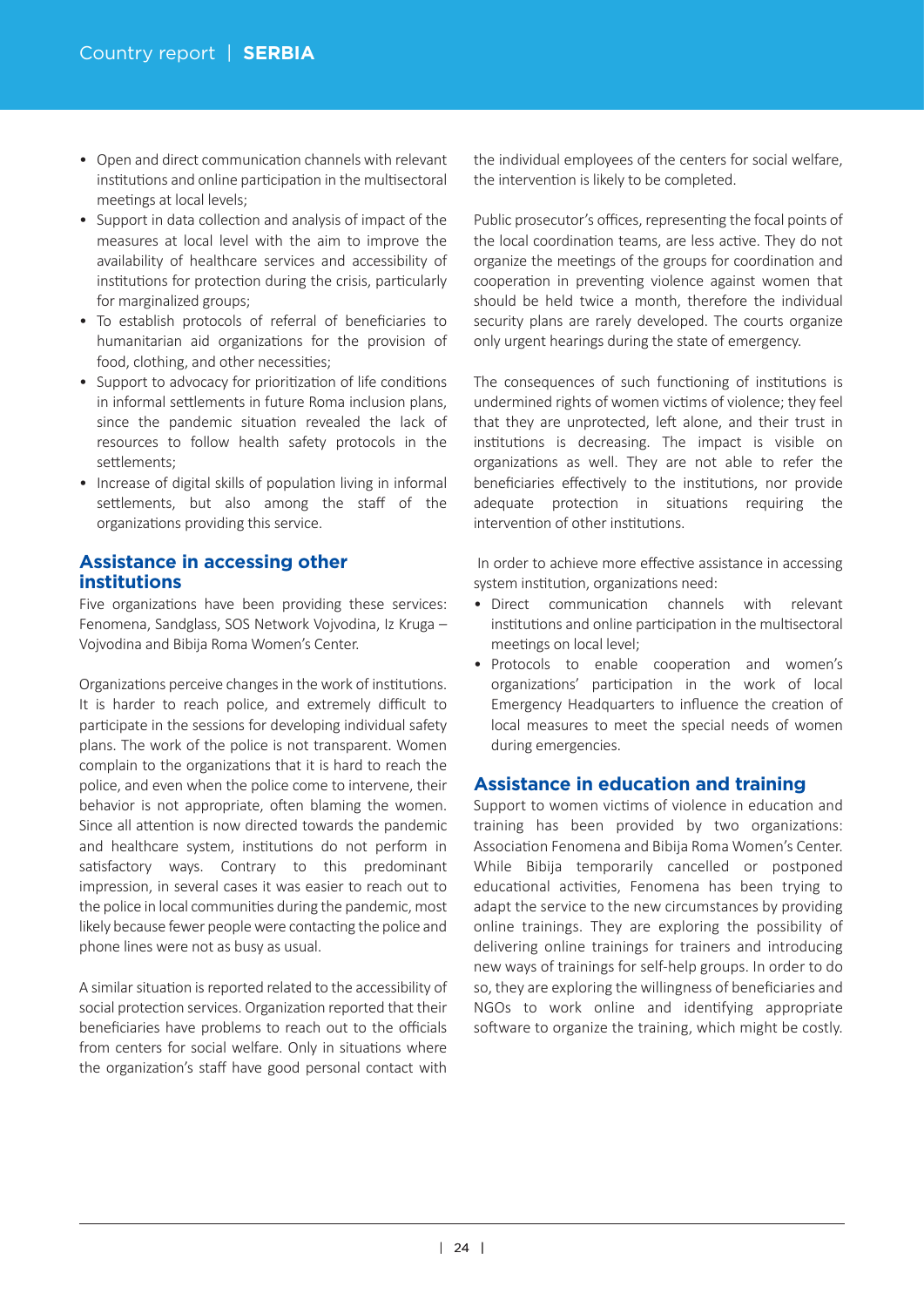- Open and direct communication channels with relevant institutions and online participation in the multisectoral meetings at local levels;
- Support in data collection and analysis of impact of the measures at local level with the aim to improve the availability of healthcare services and accessibility of institutions for protection during the crisis, particularly for marginalized groups;
- To establish protocols of referral of beneficiaries to humanitarian aid organizations for the provision of food, clothing, and other necessities;
- Support to advocacy for prioritization of life conditions in informal settlements in future Roma inclusion plans, since the pandemic situation revealed the lack of resources to follow health safety protocols in the settlements;
- Increase of digital skills of population living in informal settlements, but also among the staff of the organizations providing this service.

## Assistance in accessing other institutions

Five organizations have been providing these services: Fenomena, Sandglass, SOS Network Vojvodina, Iz Kruga – Vojvodina and Bibija Roma Women's Center.

Organizations perceive changes in the work of institutions. It is harder to reach police, and extremely difficult to participate in the sessions for developing individual safety plans. The work of the police is not transparent. Women complain to the organizations that it is hard to reach the police, and even when the police come to intervene, their behavior is not appropriate, often blaming the women. Since all attention is now directed towards the pandemic and healthcare system, institutions do not perform in satisfactory ways. Contrary to this predominant impression, in several cases it was easier to reach out to the police in local communities during the pandemic, most likely because fewer people were contacting the police and phone lines were not as busy as usual.

A similar situation is reported related to the accessibility of social protection services. Organization reported that their beneficiaries have problems to reach out to the officials from centers for social welfare. Only in situations where the organization's staff have good personal contact with the individual employees of the centers for social welfare, the intervention is likely to be completed.

Public prosecutor's offices, representing the focal points of the local coordination teams, are less active. They do not organize the meetings of the groups for coordination and cooperation in preventing violence against women that should be held twice a month, therefore the individual security plans are rarely developed. The courts organize only urgent hearings during the state of emergency.

The consequences of such functioning of institutions is undermined rights of women victims of violence; they feel that they are unprotected, left alone, and their trust in institutions is decreasing. The impact is visible on organizations as well. They are not able to refer the beneficiaries effectively to the institutions, nor provide adequate protection in situations requiring the intervention of other institutions.

In order to achieve more effective assistance in accessing system institution, organizations need:

- Direct communication channels with relevant institutions and online participation in the multisectoral meetings on local level;
- Protocols to enable cooperation and women's organizations' participation in the work of local Emergency Headquarters to influence the creation of local measures to meet the special needs of women during emergencies.

## Assistance in education and training

Support to women victims of violence in education and training has been provided by two organizations: Association Fenomena and Bibija Roma Women's Center. While Bibija temporarily cancelled or postponed educational activities, Fenomena has been trying to adapt the service to the new circumstances by providing online trainings. They are exploring the possibility of delivering online trainings for trainers and introducing new ways of trainings for self-help groups. In order to do so, they are exploring the willingness of beneficiaries and NGOs to work online and identifying appropriate software to organize the training, which might be costly.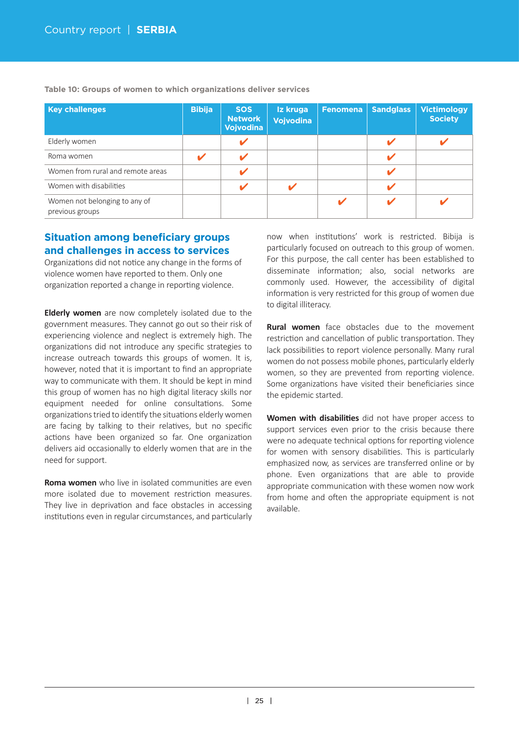**Table 10: Groups of women to which organizations deliver services**

| Key challenges | Bibija | SOS Network Vojvodina | Iz kruga Vojvodina | Fenomena | Sandglass | Victimology Society |
|---|---|---|---|---|---|---|
| Elderly women | | ✔ | | | ✔ | ✔ |
| Roma women | ✔ | ✔ | | | ✔ | |
| Women from rural and remote areas | | ✔ | | | ✔ | |
| Women with disabilities | | ✔ | ✔ | | ✔ | |
| Women not belonging to any of previous groups | | | | ✔ | ✔ | ✔ |

## Situation among beneficiary groups and challenges in access to services

Organizations did not notice any change in the forms of violence women have reported to them. Only one organization reported a change in reporting violence.

**Elderly women** are now completely isolated due to the government measures. They cannot go out so their risk of experiencing violence and neglect is extremely high. The organizations did not introduce any specific strategies to increase outreach towards this groups of women. It is, however, noted that it is important to find an appropriate way to communicate with them. It should be kept in mind this group of women has no high digital literacy skills nor equipment needed for online consultations. Some organizations tried to identify the situations elderly women are facing by talking to their relatives, but no specific actions have been organized so far. One organization delivers aid occasionally to elderly women that are in the need for support.

**Roma women** who live in isolated communities are even more isolated due to movement restriction measures. They live in deprivation and face obstacles in accessing institutions even in regular circumstances, and particularly now when institutions' work is restricted. Bibija is particularly focused on outreach to this group of women. For this purpose, the call center has been established to disseminate information; also, social networks are commonly used. However, the accessibility of digital information is very restricted for this group of women due to digital illiteracy.

**Rural women** face obstacles due to the movement restriction and cancellation of public transportation. They lack possibilities to report violence personally. Many rural women do not possess mobile phones, particularly elderly women, so they are prevented from reporting violence. Some organizations have visited their beneficiaries since the epidemic started.

**Women with disabilities** did not have proper access to support services even prior to the crisis because there were no adequate technical options for reporting violence for women with sensory disabilities. This is particularly emphasized now, as services are transferred online or by phone. Even organizations that are able to provide appropriate communication with these women now work from home and often the appropriate equipment is not available.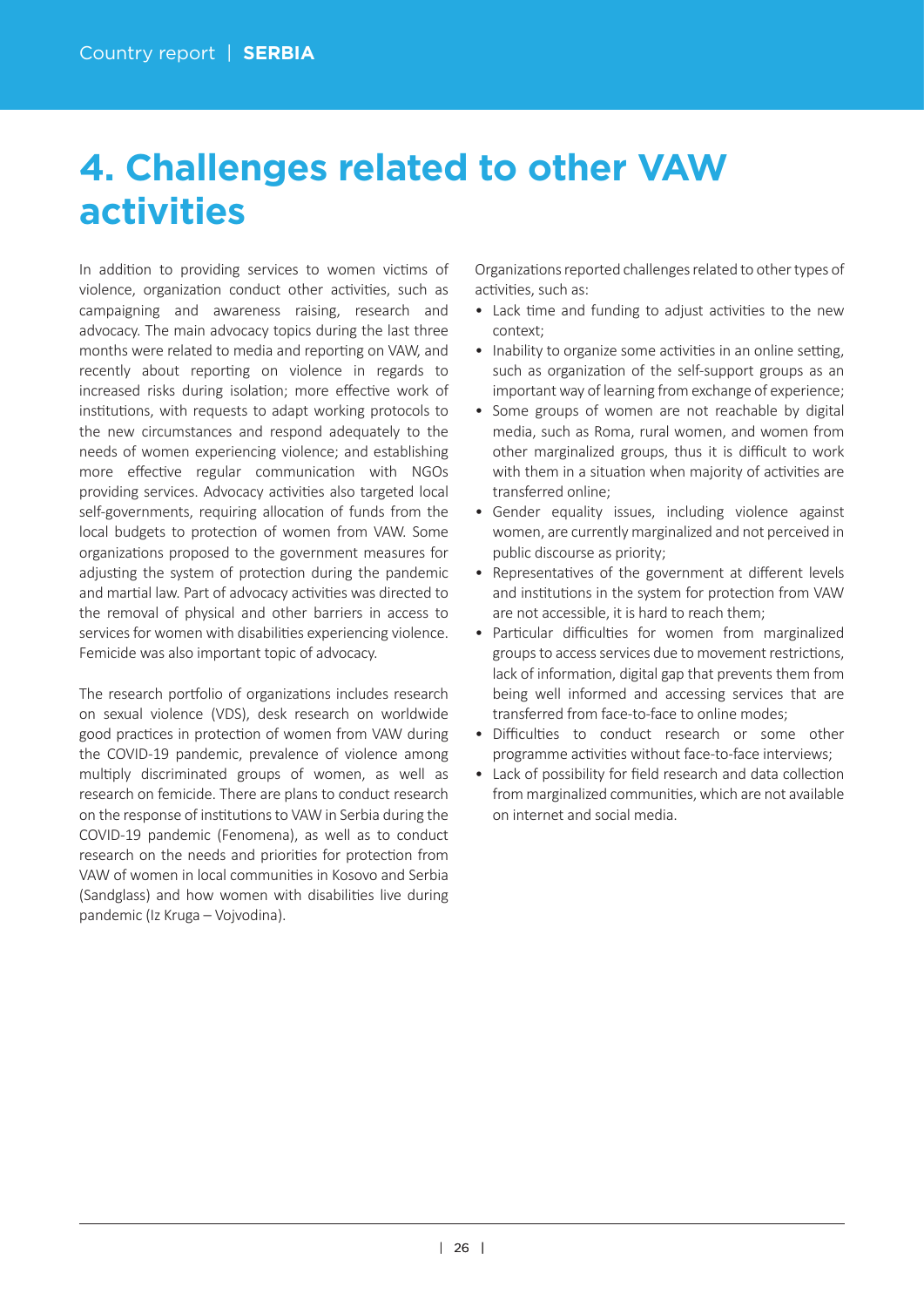# 4. Challenges related to other VAW activities

In addition to providing services to women victims of violence, organization conduct other activities, such as campaigning and awareness raising, research and advocacy. The main advocacy topics during the last three months were related to media and reporting on VAW, and recently about reporting on violence in regards to increased risks during isolation; more effective work of institutions, with requests to adapt working protocols to the new circumstances and respond adequately to the needs of women experiencing violence; and establishing more effective regular communication with NGOs providing services. Advocacy activities also targeted local self-governments, requiring allocation of funds from the local budgets to protection of women from VAW. Some organizations proposed to the government measures for adjusting the system of protection during the pandemic and martial law. Part of advocacy activities was directed to the removal of physical and other barriers in access to services for women with disabilities experiencing violence. Femicide was also important topic of advocacy.

The research portfolio of organizations includes research on sexual violence (VDS), desk research on worldwide good practices in protection of women from VAW during the COVID-19 pandemic, prevalence of violence among multiply discriminated groups of women, as well as research on femicide. There are plans to conduct research on the response of institutions to VAW in Serbia during the COVID-19 pandemic (Fenomena), as well as to conduct research on the needs and priorities for protection from VAW of women in local communities in Kosovo and Serbia (Sandglass) and how women with disabilities live during pandemic (Iz Kruga – Vojvodina).

Organizations reported challenges related to other types of activities, such as:

- Lack time and funding to adjust activities to the new context;
- Inability to organize some activities in an online setting, such as organization of the self-support groups as an important way of learning from exchange of experience;
- Some groups of women are not reachable by digital media, such as Roma, rural women, and women from other marginalized groups, thus it is difficult to work with them in a situation when majority of activities are transferred online;
- Gender equality issues, including violence against women, are currently marginalized and not perceived in public discourse as priority;
- Representatives of the government at different levels and institutions in the system for protection from VAW are not accessible, it is hard to reach them;
- Particular difficulties for women from marginalized groups to access services due to movement restrictions, lack of information, digital gap that prevents them from being well informed and accessing services that are transferred from face-to-face to online modes;
- Difficulties to conduct research or some other programme activities without face-to-face interviews;
- Lack of possibility for field research and data collection from marginalized communities, which are not available on internet and social media.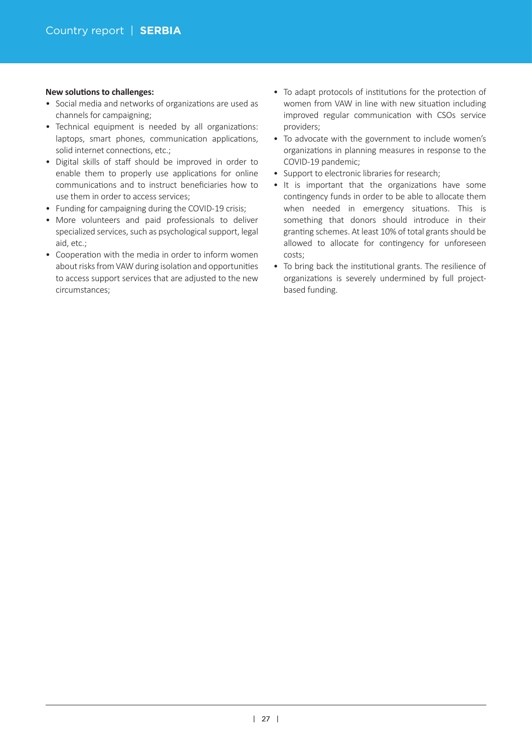**New solutions to challenges:**

- Social media and networks of organizations are used as channels for campaigning;
- Technical equipment is needed by all organizations: laptops, smart phones, communication applications, solid internet connections, etc.;
- Digital skills of staff should be improved in order to enable them to properly use applications for online communications and to instruct beneficiaries how to use them in order to access services;
- Funding for campaigning during the COVID-19 crisis;
- More volunteers and paid professionals to deliver specialized services, such as psychological support, legal aid, etc.;
- Cooperation with the media in order to inform women about risks from VAW during isolation and opportunities to access support services that are adjusted to the new circumstances;
- To adapt protocols of institutions for the protection of women from VAW in line with new situation including improved regular communication with CSOs service providers;
- To advocate with the government to include women's organizations in planning measures in response to the COVID-19 pandemic;
- Support to electronic libraries for research;
- It is important that the organizations have some contingency funds in order to be able to allocate them when needed in emergency situations. This is something that donors should introduce in their granting schemes. At least 10% of total grants should be allowed to allocate for contingency for unforeseen costs;
- To bring back the institutional grants. The resilience of organizations is severely undermined by full project-based funding.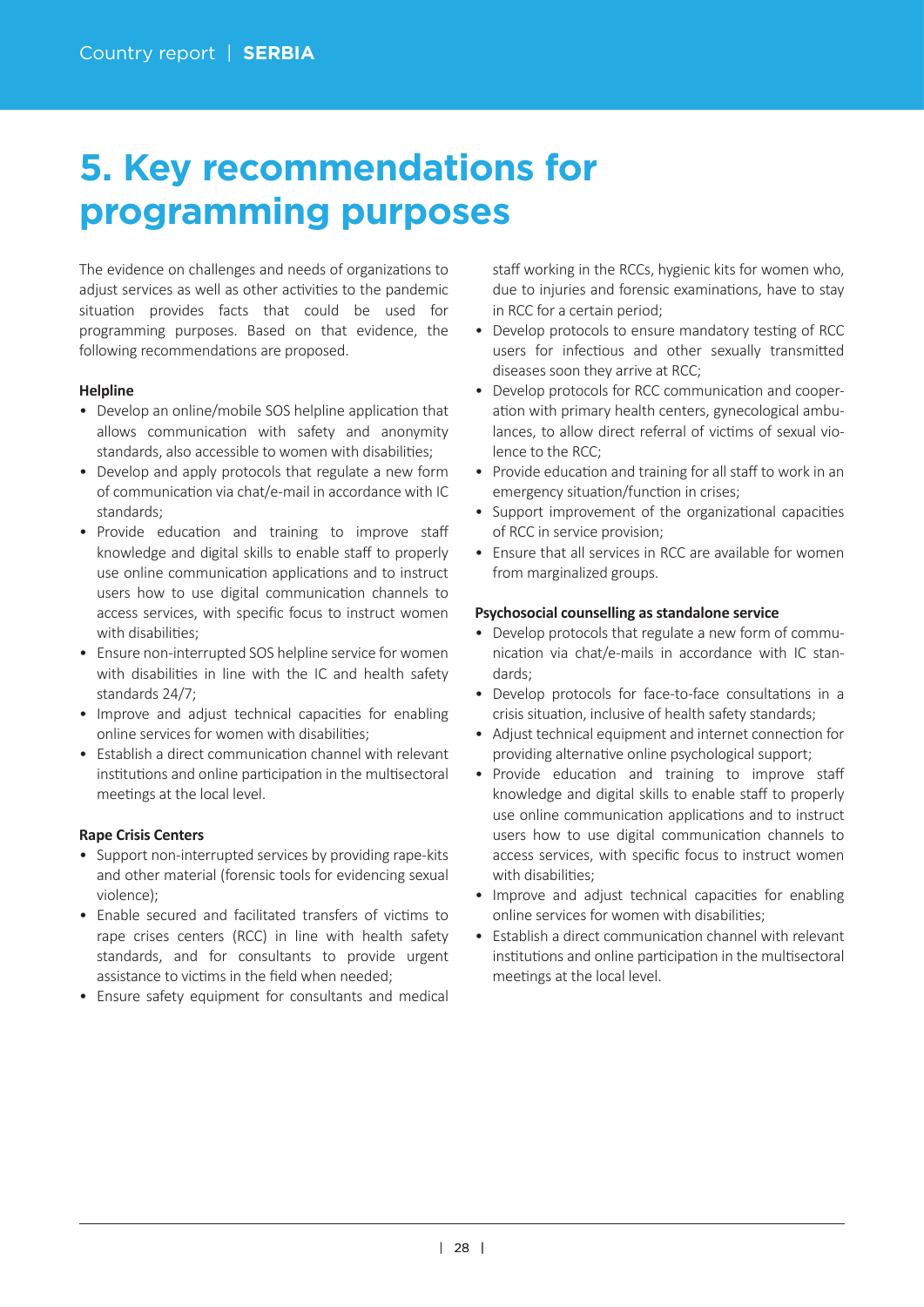# 5. Key recommendations for programming purposes

The evidence on challenges and needs of organizations to adjust services as well as other activities to the pandemic situation provides facts that could be used for programming purposes. Based on that evidence, the following recommendations are proposed.

**Helpline**

- Develop an online/mobile SOS helpline application that allows communication with safety and anonymity standards, also accessible to women with disabilities;
- Develop and apply protocols that regulate a new form of communication via chat/e-mail in accordance with IC standards;
- Provide education and training to improve staff knowledge and digital skills to enable staff to properly use online communication applications and to instruct users how to use digital communication channels to access services, with specific focus to instruct women with disabilities;
- Ensure non-interrupted SOS helpline service for women with disabilities in line with the IC and health safety standards 24/7;
- Improve and adjust technical capacities for enabling online services for women with disabilities;
- Establish a direct communication channel with relevant institutions and online participation in the multisectoral meetings at the local level.

**Rape Crisis Centers**

- Support non-interrupted services by providing rape-kits and other material (forensic tools for evidencing sexual violence);
- Enable secured and facilitated transfers of victims to rape crises centers (RCC) in line with health safety standards, and for consultants to provide urgent assistance to victims in the field when needed;
- Ensure safety equipment for consultants and medical staff working in the RCCs, hygienic kits for women who, due to injuries and forensic examinations, have to stay in RCC for a certain period;
- Develop protocols to ensure mandatory testing of RCC users for infectious and other sexually transmitted diseases soon they arrive at RCC;
- Develop protocols for RCC communication and cooperation with primary health centers, gynecological ambulances, to allow direct referral of victims of sexual violence to the RCC;
- Provide education and training for all staff to work in an emergency situation/function in crises;
- Support improvement of the organizational capacities of RCC in service provision;
- Ensure that all services in RCC are available for women from marginalized groups.

**Psychosocial counselling as standalone service**

- Develop protocols that regulate a new form of communication via chat/e-mails in accordance with IC standards;
- Develop protocols for face-to-face consultations in a crisis situation, inclusive of health safety standards;
- Adjust technical equipment and internet connection for providing alternative online psychological support;
- Provide education and training to improve staff knowledge and digital skills to enable staff to properly use online communication applications and to instruct users how to use digital communication channels to access services, with specific focus to instruct women with disabilities;
- Improve and adjust technical capacities for enabling online services for women with disabilities;
- Establish a direct communication channel with relevant institutions and online participation in the multisectoral meetings at the local level.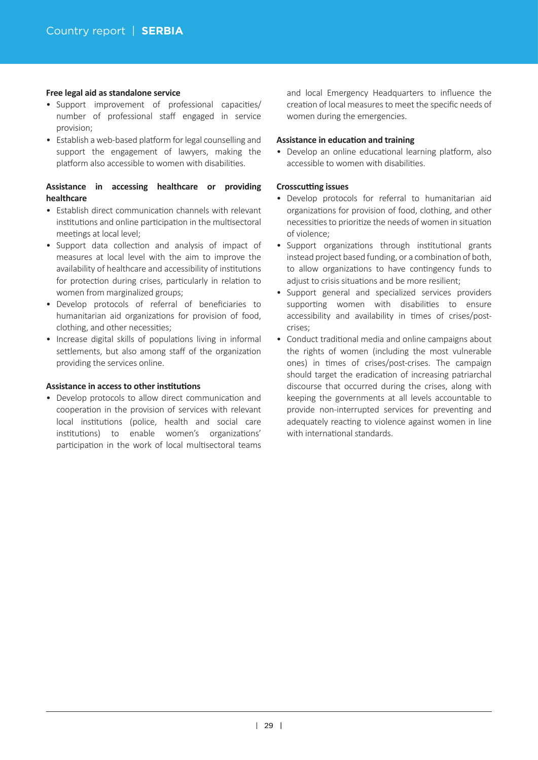**Free legal aid as standalone service**

- Support improvement of professional capacities/ number of professional staff engaged in service provision;
- Establish a web-based platform for legal counselling and support the engagement of lawyers, making the platform also accessible to women with disabilities.

**Assistance in accessing healthcare or providing healthcare**

- Establish direct communication channels with relevant institutions and online participation in the multisectoral meetings at local level;
- Support data collection and analysis of impact of measures at local level with the aim to improve the availability of healthcare and accessibility of institutions for protection during crises, particularly in relation to women from marginalized groups;
- Develop protocols of referral of beneficiaries to humanitarian aid organizations for provision of food, clothing, and other necessities;
- Increase digital skills of populations living in informal settlements, but also among staff of the organization providing the services online.

**Assistance in access to other institutions**

- Develop protocols to allow direct communication and cooperation in the provision of services with relevant local institutions (police, health and social care institutions) to enable women's organizations' participation in the work of local multisectoral teams and local Emergency Headquarters to influence the creation of local measures to meet the specific needs of women during the emergencies.

**Assistance in education and training**

- Develop an online educational learning platform, also accessible to women with disabilities.

**Crosscutting issues**

- Develop protocols for referral to humanitarian aid organizations for provision of food, clothing, and other necessities to prioritize the needs of women in situation of violence;
- Support organizations through institutional grants instead project based funding, or a combination of both, to allow organizations to have contingency funds to adjust to crisis situations and be more resilient;
- Support general and specialized services providers supporting women with disabilities to ensure accessibility and availability in times of crises/post-crises;
- Conduct traditional media and online campaigns about the rights of women (including the most vulnerable ones) in times of crises/post-crises. The campaign should target the eradication of increasing patriarchal discourse that occurred during the crises, along with keeping the governments at all levels accountable to provide non-interrupted services for preventing and adequately reacting to violence against women in line with international standards.